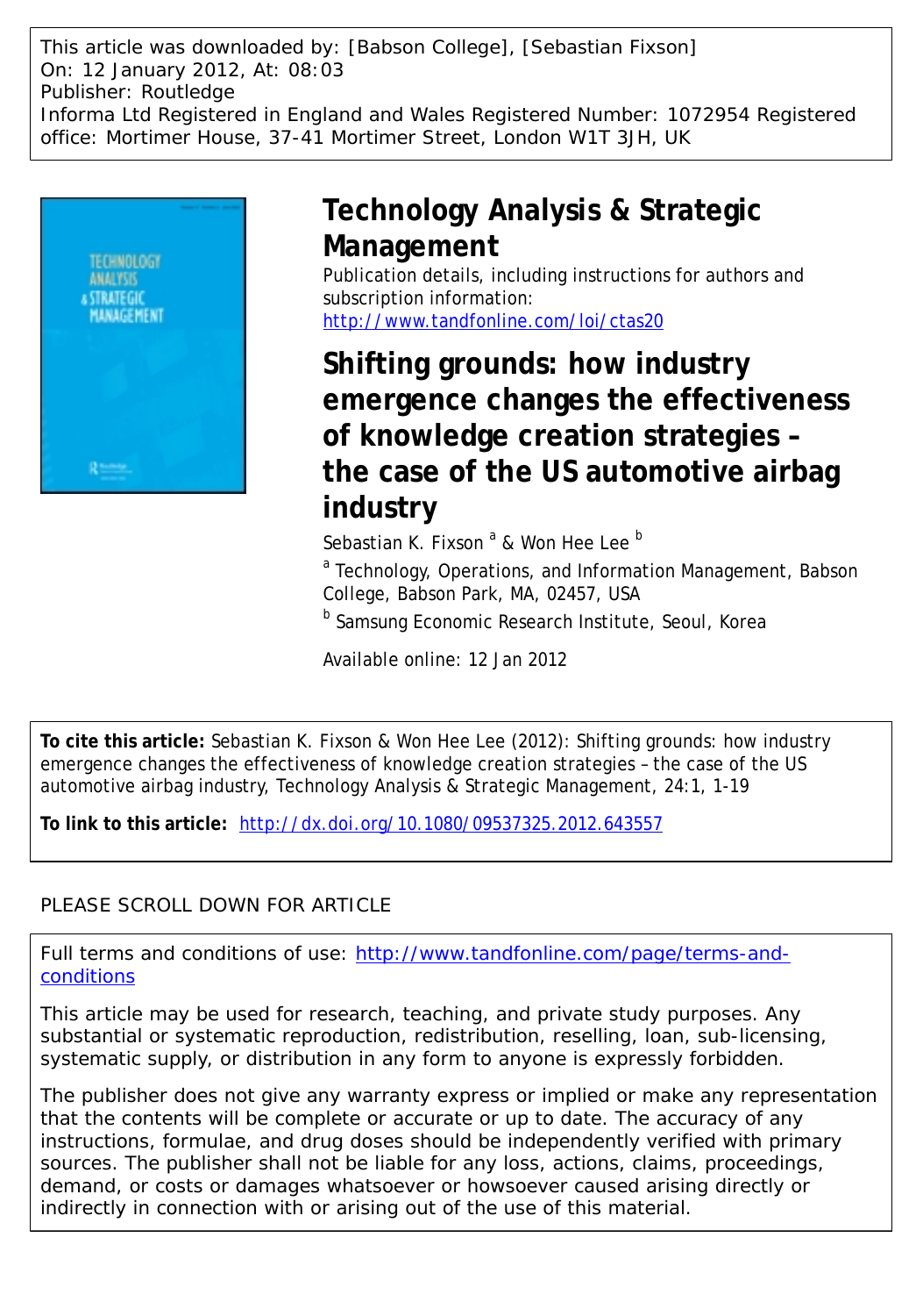This article was downloaded by: [Babson College], [Sebastian Fixson]
On: 12 January 2012, At: 08:03
Publisher: Routledge
Informa Ltd Registered in England and Wales Registered Number: 1072954 Registered office: Mortimer House, 37-41 Mortimer Street, London W1T 3JH, UK

# Technology Analysis & Strategic Management

Publication details, including instructions for authors and subscription information:
http://www.tandfonline.com/loi/ctas20

# Shifting grounds: how industry emergence changes the effectiveness of knowledge creation strategies – the case of the US automotive airbag industry

Sebastian K. Fixson [a] & Won Hee Lee [b]

[a] Technology, Operations, and Information Management, Babson College, Babson Park, MA, 02457, USA

[b] Samsung Economic Research Institute, Seoul, Korea

Available online: 12 Jan 2012

**To cite this article:** Sebastian K. Fixson & Won Hee Lee (2012): Shifting grounds: how industry emergence changes the effectiveness of knowledge creation strategies – the case of the US automotive airbag industry, Technology Analysis & Strategic Management, 24:1, 1-19

**To link to this article:** http://dx.doi.org/10.1080/09537325.2012.643557

PLEASE SCROLL DOWN FOR ARTICLE

Full terms and conditions of use: http://www.tandfonline.com/page/terms-and-conditions

This article may be used for research, teaching, and private study purposes. Any substantial or systematic reproduction, redistribution, reselling, loan, sub-licensing, systematic supply, or distribution in any form to anyone is expressly forbidden.

The publisher does not give any warranty express or implied or make any representation that the contents will be complete or accurate or up to date. The accuracy of any instructions, formulae, and drug doses should be independently verified with primary sources. The publisher shall not be liable for any loss, actions, claims, proceedings, demand, or costs or damages whatsoever or howsoever caused arising directly or indirectly in connection with or arising out of the use of this material.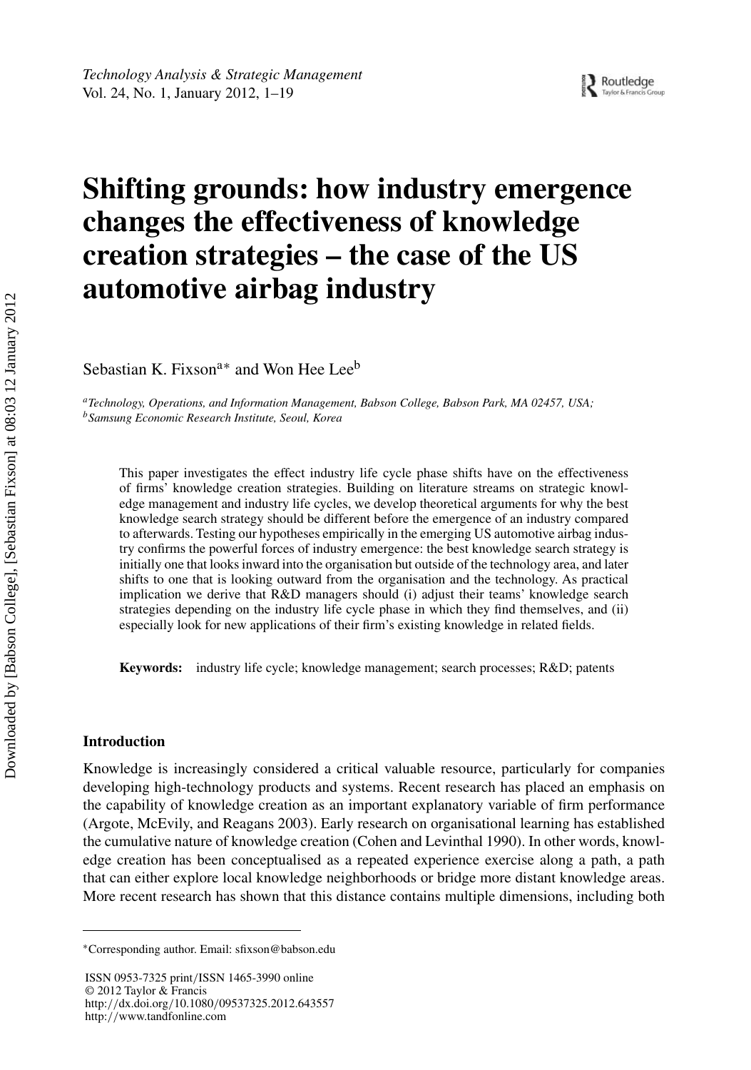# Shifting grounds: how industry emergence changes the effectiveness of knowledge creation strategies – the case of the US automotive airbag industry

Sebastian K. Fixson[a*] and Won Hee Lee[b]

[a]*Technology, Operations, and Information Management, Babson College, Babson Park, MA 02457, USA;*
[b]*Samsung Economic Research Institute, Seoul, Korea*

This paper investigates the effect industry life cycle phase shifts have on the effectiveness of firms' knowledge creation strategies. Building on literature streams on strategic knowledge management and industry life cycles, we develop theoretical arguments for why the best knowledge search strategy should be different before the emergence of an industry compared to afterwards. Testing our hypotheses empirically in the emerging US automotive airbag industry confirms the powerful forces of industry emergence: the best knowledge search strategy is initially one that looks inward into the organisation but outside of the technology area, and later shifts to one that is looking outward from the organisation and the technology. As practical implication we derive that R&D managers should (i) adjust their teams' knowledge search strategies depending on the industry life cycle phase in which they find themselves, and (ii) especially look for new applications of their firm's existing knowledge in related fields.

**Keywords:** industry life cycle; knowledge management; search processes; R&D; patents

## Introduction

Knowledge is increasingly considered a critical valuable resource, particularly for companies developing high-technology products and systems. Recent research has placed an emphasis on the capability of knowledge creation as an important explanatory variable of firm performance (Argote, McEvily, and Reagans 2003). Early research on organisational learning has established the cumulative nature of knowledge creation (Cohen and Levinthal 1990). In other words, knowledge creation has been conceptualised as a repeated experience exercise along a path, a path that can either explore local knowledge neighborhoods or bridge more distant knowledge areas. More recent research has shown that this distance contains multiple dimensions, including both

*Corresponding author. Email: sfixson@babson.edu

ISSN 0953-7325 print/ISSN 1465-3990 online
© 2012 Taylor & Francis
http://dx.doi.org/10.1080/09537325.2012.643557
http://www.tandfonline.com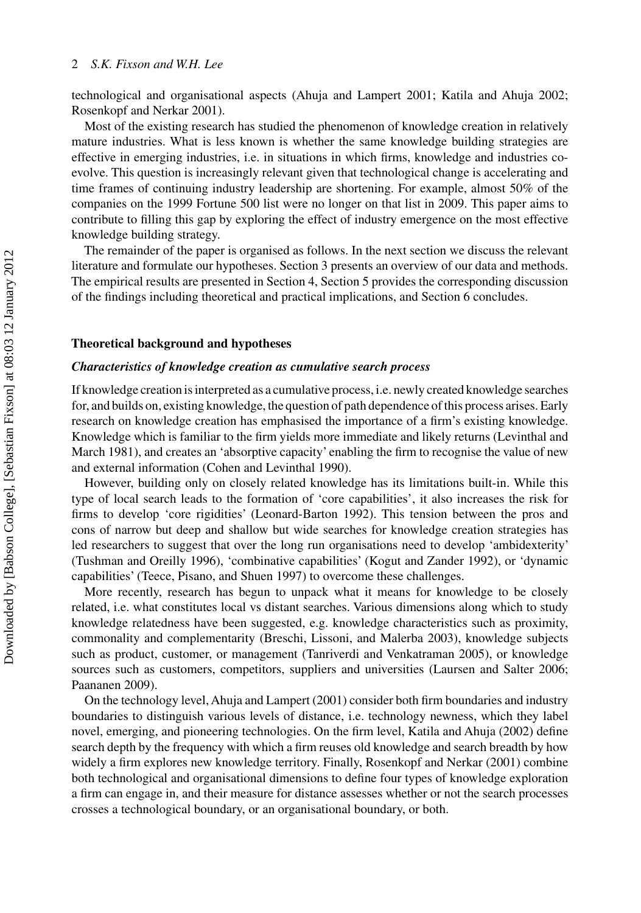technological and organisational aspects (Ahuja and Lampert 2001; Katila and Ahuja 2002; Rosenkopf and Nerkar 2001).

Most of the existing research has studied the phenomenon of knowledge creation in relatively mature industries. What is less known is whether the same knowledge building strategies are effective in emerging industries, i.e. in situations in which firms, knowledge and industries co-evolve. This question is increasingly relevant given that technological change is accelerating and time frames of continuing industry leadership are shortening. For example, almost 50% of the companies on the 1999 Fortune 500 list were no longer on that list in 2009. This paper aims to contribute to filling this gap by exploring the effect of industry emergence on the most effective knowledge building strategy.

The remainder of the paper is organised as follows. In the next section we discuss the relevant literature and formulate our hypotheses. Section 3 presents an overview of our data and methods. The empirical results are presented in Section 4, Section 5 provides the corresponding discussion of the findings including theoretical and practical implications, and Section 6 concludes.

## Theoretical background and hypotheses

### *Characteristics of knowledge creation as cumulative search process*

If knowledge creation is interpreted as a cumulative process, i.e. newly created knowledge searches for, and builds on, existing knowledge, the question of path dependence of this process arises. Early research on knowledge creation has emphasised the importance of a firm's existing knowledge. Knowledge which is familiar to the firm yields more immediate and likely returns (Levinthal and March 1981), and creates an 'absorptive capacity' enabling the firm to recognise the value of new and external information (Cohen and Levinthal 1990).

However, building only on closely related knowledge has its limitations built-in. While this type of local search leads to the formation of 'core capabilities', it also increases the risk for firms to develop 'core rigidities' (Leonard-Barton 1992). This tension between the pros and cons of narrow but deep and shallow but wide searches for knowledge creation strategies has led researchers to suggest that over the long run organisations need to develop 'ambidexterity' (Tushman and Oreilly 1996), 'combinative capabilities' (Kogut and Zander 1992), or 'dynamic capabilities' (Teece, Pisano, and Shuen 1997) to overcome these challenges.

More recently, research has begun to unpack what it means for knowledge to be closely related, i.e. what constitutes local vs distant searches. Various dimensions along which to study knowledge relatedness have been suggested, e.g. knowledge characteristics such as proximity, commonality and complementarity (Breschi, Lissoni, and Malerba 2003), knowledge subjects such as product, customer, or management (Tanriverdi and Venkatraman 2005), or knowledge sources such as customers, competitors, suppliers and universities (Laursen and Salter 2006; Paananen 2009).

On the technology level, Ahuja and Lampert (2001) consider both firm boundaries and industry boundaries to distinguish various levels of distance, i.e. technology newness, which they label novel, emerging, and pioneering technologies. On the firm level, Katila and Ahuja (2002) define search depth by the frequency with which a firm reuses old knowledge and search breadth by how widely a firm explores new knowledge territory. Finally, Rosenkopf and Nerkar (2001) combine both technological and organisational dimensions to define four types of knowledge exploration a firm can engage in, and their measure for distance assesses whether or not the search processes crosses a technological boundary, or an organisational boundary, or both.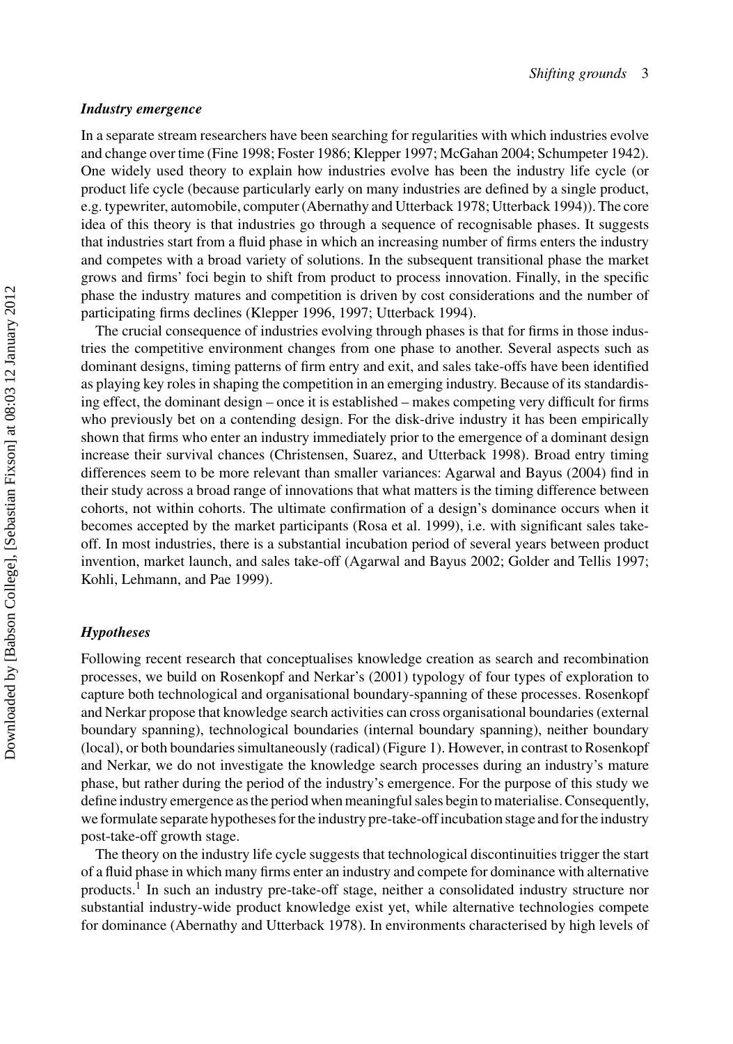### *Industry emergence*

In a separate stream researchers have been searching for regularities with which industries evolve and change over time (Fine 1998; Foster 1986; Klepper 1997; McGahan 2004; Schumpeter 1942). One widely used theory to explain how industries evolve has been the industry life cycle (or product life cycle (because particularly early on many industries are defined by a single product, e.g. typewriter, automobile, computer (Abernathy and Utterback 1978; Utterback 1994)). The core idea of this theory is that industries go through a sequence of recognisable phases. It suggests that industries start from a fluid phase in which an increasing number of firms enters the industry and competes with a broad variety of solutions. In the subsequent transitional phase the market grows and firms' foci begin to shift from product to process innovation. Finally, in the specific phase the industry matures and competition is driven by cost considerations and the number of participating firms declines (Klepper 1996, 1997; Utterback 1994).

The crucial consequence of industries evolving through phases is that for firms in those industries the competitive environment changes from one phase to another. Several aspects such as dominant designs, timing patterns of firm entry and exit, and sales take-offs have been identified as playing key roles in shaping the competition in an emerging industry. Because of its standardising effect, the dominant design – once it is established – makes competing very difficult for firms who previously bet on a contending design. For the disk-drive industry it has been empirically shown that firms who enter an industry immediately prior to the emergence of a dominant design increase their survival chances (Christensen, Suarez, and Utterback 1998). Broad entry timing differences seem to be more relevant than smaller variances: Agarwal and Bayus (2004) find in their study across a broad range of innovations that what matters is the timing difference between cohorts, not within cohorts. The ultimate confirmation of a design's dominance occurs when it becomes accepted by the market participants (Rosa et al. 1999), i.e. with significant sales take-off. In most industries, there is a substantial incubation period of several years between product invention, market launch, and sales take-off (Agarwal and Bayus 2002; Golder and Tellis 1997; Kohli, Lehmann, and Pae 1999).

### *Hypotheses*

Following recent research that conceptualises knowledge creation as search and recombination processes, we build on Rosenkopf and Nerkar's (2001) typology of four types of exploration to capture both technological and organisational boundary-spanning of these processes. Rosenkopf and Nerkar propose that knowledge search activities can cross organisational boundaries (external boundary spanning), technological boundaries (internal boundary spanning), neither boundary (local), or both boundaries simultaneously (radical) (Figure 1). However, in contrast to Rosenkopf and Nerkar, we do not investigate the knowledge search processes during an industry's mature phase, but rather during the period of the industry's emergence. For the purpose of this study we define industry emergence as the period when meaningful sales begin to materialise. Consequently, we formulate separate hypotheses for the industry pre-take-off incubation stage and for the industry post-take-off growth stage.

The theory on the industry life cycle suggests that technological discontinuities trigger the start of a fluid phase in which many firms enter an industry and compete for dominance with alternative products.[1] In such an industry pre-take-off stage, neither a consolidated industry structure nor substantial industry-wide product knowledge exist yet, while alternative technologies compete for dominance (Abernathy and Utterback 1978). In environments characterised by high levels of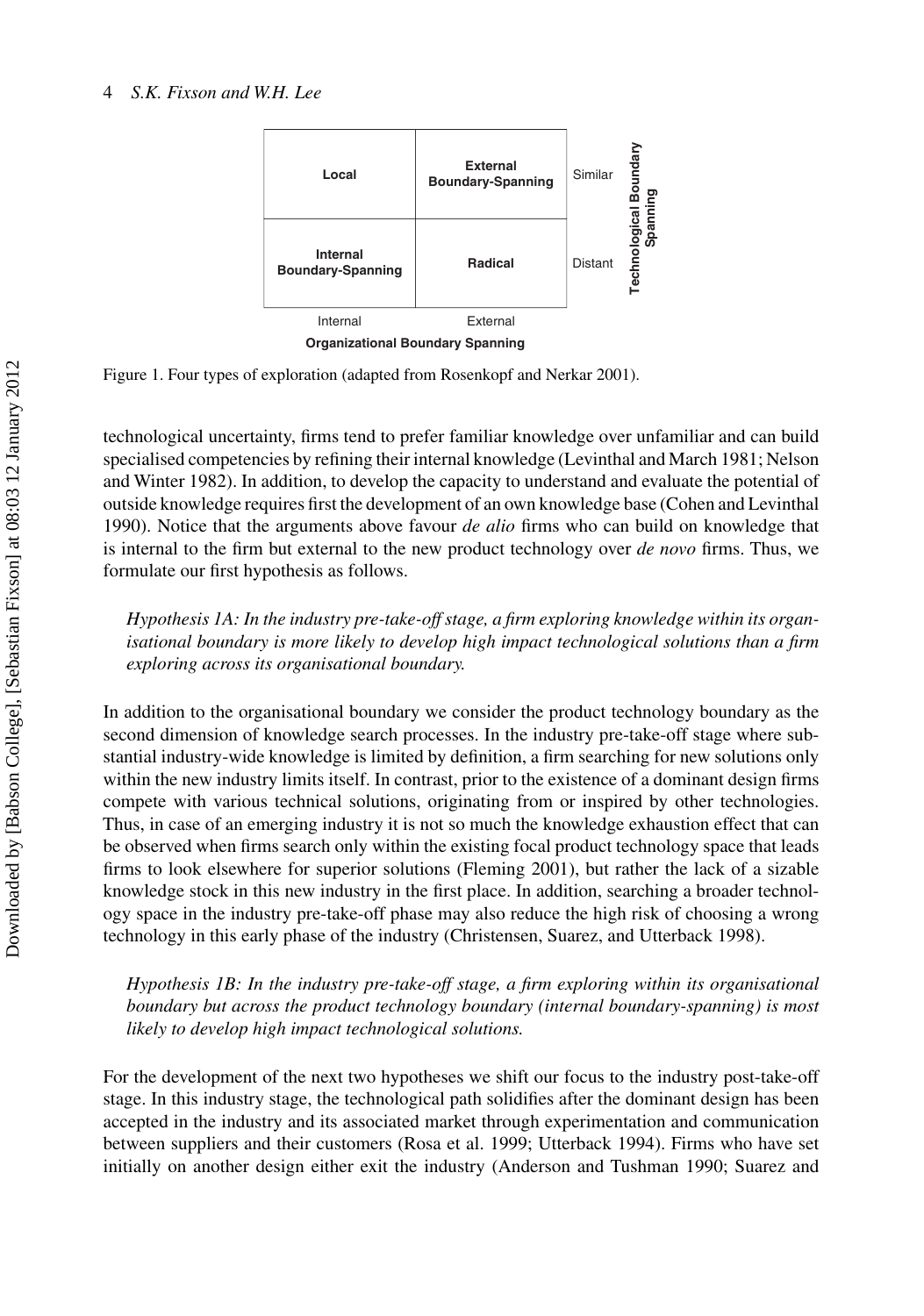Local

External Boundary-Spanning

Similar

Internal Boundary-Spanning

Radical

Distant

Technological Boundary Spanning

Internal

External

Organizational Boundary Spanning

Figure 1. Four types of exploration (adapted from Rosenkopf and Nerkar 2001).

technological uncertainty, firms tend to prefer familiar knowledge over unfamiliar and can build specialised competencies by refining their internal knowledge (Levinthal and March 1981; Nelson and Winter 1982). In addition, to develop the capacity to understand and evaluate the potential of outside knowledge requires first the development of an own knowledge base (Cohen and Levinthal 1990). Notice that the arguments above favour *de alio* firms who can build on knowledge that is internal to the firm but external to the new product technology over *de novo* firms. Thus, we formulate our first hypothesis as follows.

*Hypothesis 1A: In the industry pre-take-off stage, a firm exploring knowledge within its organisational boundary is more likely to develop high impact technological solutions than a firm exploring across its organisational boundary.*

In addition to the organisational boundary we consider the product technology boundary as the second dimension of knowledge search processes. In the industry pre-take-off stage where substantial industry-wide knowledge is limited by definition, a firm searching for new solutions only within the new industry limits itself. In contrast, prior to the existence of a dominant design firms compete with various technical solutions, originating from or inspired by other technologies. Thus, in case of an emerging industry it is not so much the knowledge exhaustion effect that can be observed when firms search only within the existing focal product technology space that leads firms to look elsewhere for superior solutions (Fleming 2001), but rather the lack of a sizable knowledge stock in this new industry in the first place. In addition, searching a broader technology space in the industry pre-take-off phase may also reduce the high risk of choosing a wrong technology in this early phase of the industry (Christensen, Suarez, and Utterback 1998).

*Hypothesis 1B: In the industry pre-take-off stage, a firm exploring within its organisational boundary but across the product technology boundary (internal boundary-spanning) is most likely to develop high impact technological solutions.*

For the development of the next two hypotheses we shift our focus to the industry post-take-off stage. In this industry stage, the technological path solidifies after the dominant design has been accepted in the industry and its associated market through experimentation and communication between suppliers and their customers (Rosa et al. 1999; Utterback 1994). Firms who have set initially on another design either exit the industry (Anderson and Tushman 1990; Suarez and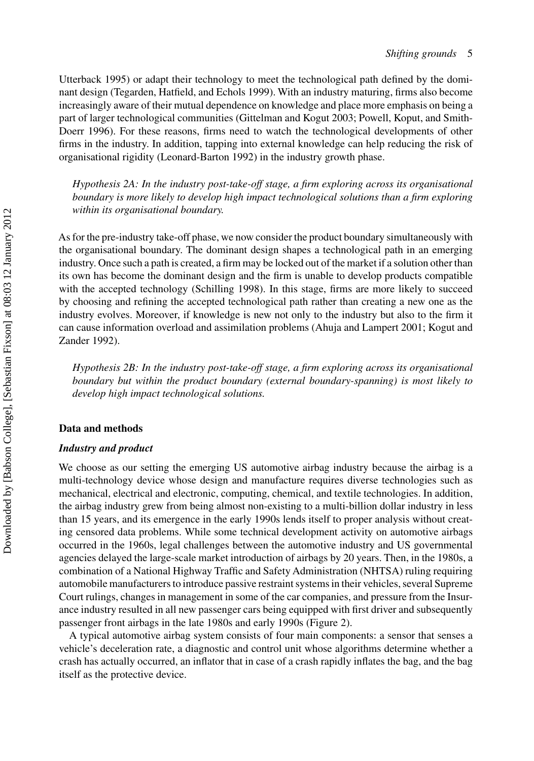Utterback 1995) or adapt their technology to meet the technological path defined by the dominant design (Tegarden, Hatfield, and Echols 1999). With an industry maturing, firms also become increasingly aware of their mutual dependence on knowledge and place more emphasis on being a part of larger technological communities (Gittelman and Kogut 2003; Powell, Koput, and Smith-Doerr 1996). For these reasons, firms need to watch the technological developments of other firms in the industry. In addition, tapping into external knowledge can help reducing the risk of organisational rigidity (Leonard-Barton 1992) in the industry growth phase.

*Hypothesis 2A: In the industry post-take-off stage, a firm exploring across its organisational boundary is more likely to develop high impact technological solutions than a firm exploring within its organisational boundary.*

As for the pre-industry take-off phase, we now consider the product boundary simultaneously with the organisational boundary. The dominant design shapes a technological path in an emerging industry. Once such a path is created, a firm may be locked out of the market if a solution other than its own has become the dominant design and the firm is unable to develop products compatible with the accepted technology (Schilling 1998). In this stage, firms are more likely to succeed by choosing and refining the accepted technological path rather than creating a new one as the industry evolves. Moreover, if knowledge is new not only to the industry but also to the firm it can cause information overload and assimilation problems (Ahuja and Lampert 2001; Kogut and Zander 1992).

*Hypothesis 2B: In the industry post-take-off stage, a firm exploring across its organisational boundary but within the product boundary (external boundary-spanning) is most likely to develop high impact technological solutions.*

## Data and methods

### *Industry and product*

We choose as our setting the emerging US automotive airbag industry because the airbag is a multi-technology device whose design and manufacture requires diverse technologies such as mechanical, electrical and electronic, computing, chemical, and textile technologies. In addition, the airbag industry grew from being almost non-existing to a multi-billion dollar industry in less than 15 years, and its emergence in the early 1990s lends itself to proper analysis without creating censored data problems. While some technical development activity on automotive airbags occurred in the 1960s, legal challenges between the automotive industry and US governmental agencies delayed the large-scale market introduction of airbags by 20 years. Then, in the 1980s, a combination of a National Highway Traffic and Safety Administration (NHTSA) ruling requiring automobile manufacturers to introduce passive restraint systems in their vehicles, several Supreme Court rulings, changes in management in some of the car companies, and pressure from the Insurance industry resulted in all new passenger cars being equipped with first driver and subsequently passenger front airbags in the late 1980s and early 1990s (Figure 2).

A typical automotive airbag system consists of four main components: a sensor that senses a vehicle's deceleration rate, a diagnostic and control unit whose algorithms determine whether a crash has actually occurred, an inflator that in case of a crash rapidly inflates the bag, and the bag itself as the protective device.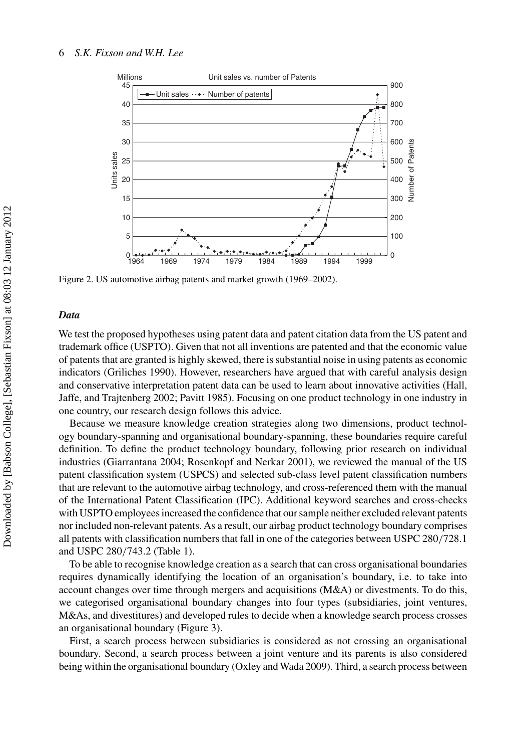Figure 2. US automotive airbag patents and market growth (1969–2002).

### *Data*

We test the proposed hypotheses using patent data and patent citation data from the US patent and trademark office (USPTO). Given that not all inventions are patented and that the economic value of patents that are granted is highly skewed, there is substantial noise in using patents as economic indicators (Griliches 1990). However, researchers have argued that with careful analysis design and conservative interpretation patent data can be used to learn about innovative activities (Hall, Jaffe, and Trajtenberg 2002; Pavitt 1985). Focusing on one product technology in one industry in one country, our research design follows this advice.

Because we measure knowledge creation strategies along two dimensions, product technology boundary-spanning and organisational boundary-spanning, these boundaries require careful definition. To define the product technology boundary, following prior research on individual industries (Giarrantana 2004; Rosenkopf and Nerkar 2001), we reviewed the manual of the US patent classification system (USPCS) and selected sub-class level patent classification numbers that are relevant to the automotive airbag technology, and cross-referenced them with the manual of the International Patent Classification (IPC). Additional keyword searches and cross-checks with USPTO employees increased the confidence that our sample neither excluded relevant patents nor included non-relevant patents. As a result, our airbag product technology boundary comprises all patents with classification numbers that fall in one of the categories between USPC 280/728.1 and USPC 280/743.2 (Table 1).

To be able to recognise knowledge creation as a search that can cross organisational boundaries requires dynamically identifying the location of an organisation's boundary, i.e. to take into account changes over time through mergers and acquisitions (M&A) or divestments. To do this, we categorised organisational boundary changes into four types (subsidiaries, joint ventures, M&As, and divestitures) and developed rules to decide when a knowledge search process crosses an organisational boundary (Figure 3).

First, a search process between subsidiaries is considered as not crossing an organisational boundary. Second, a search process between a joint venture and its parents is also considered being within the organisational boundary (Oxley and Wada 2009). Third, a search process between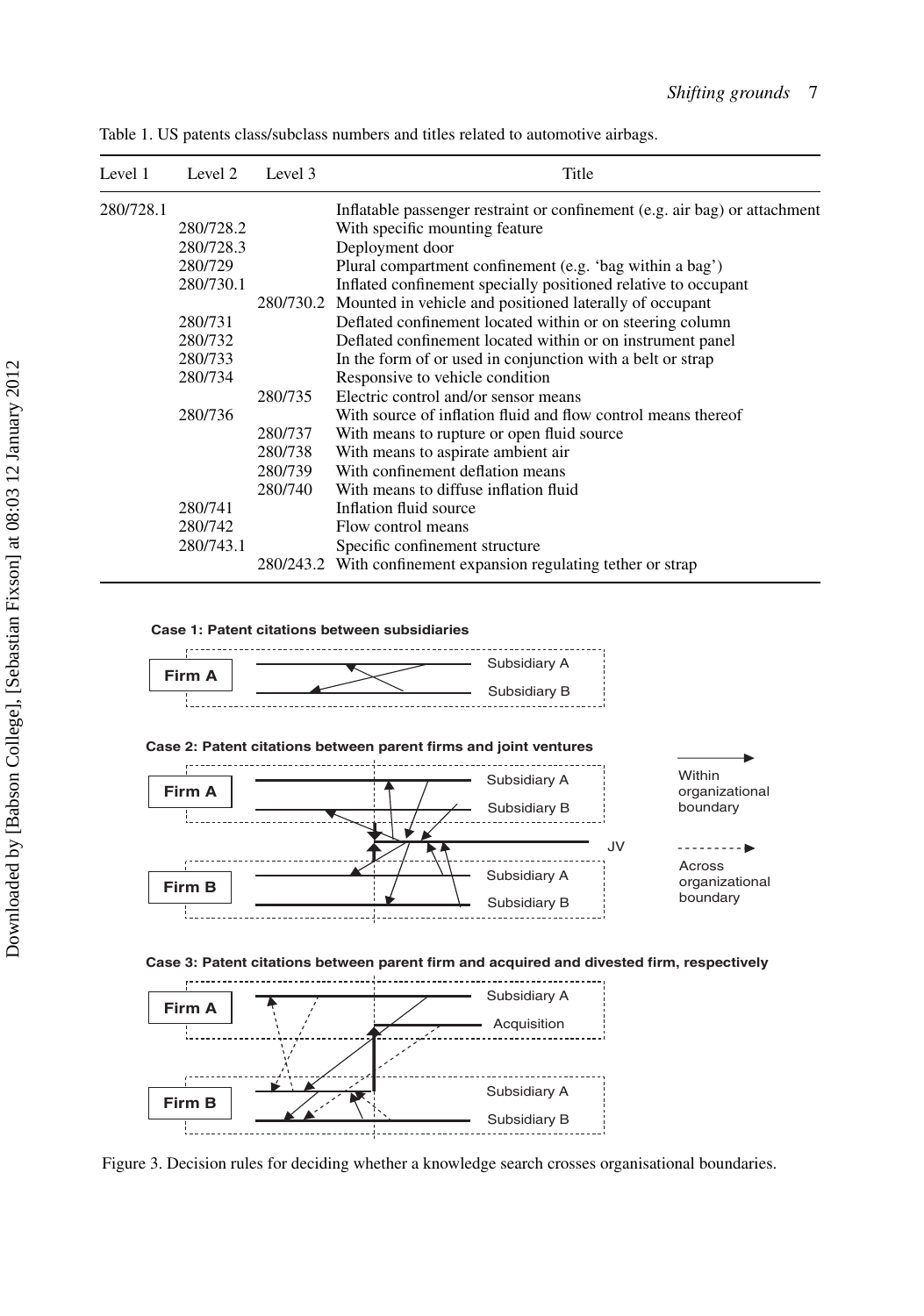Table 1. US patents class/subclass numbers and titles related to automotive airbags.

| Level 1 | Level 2 | Level 3 | Title |
|---|---|---|---|
| 280/728.1 | | | Inflatable passenger restraint or confinement (e.g. air bag) or attachment |
| | 280/728.2 | | With specific mounting feature |
| | 280/728.3 | | Deployment door |
| | 280/729 | | Plural compartment confinement (e.g. 'bag within a bag') |
| | 280/730.1 | | Inflated confinement specially positioned relative to occupant |
| | | 280/730.2 | Mounted in vehicle and positioned laterally of occupant |
| | 280/731 | | Deflated confinement located within or on steering column |
| | 280/732 | | Deflated confinement located within or on instrument panel |
| | 280/733 | | In the form of or used in conjunction with a belt or strap |
| | 280/734 | | Responsive to vehicle condition |
| | | 280/735 | Electric control and/or sensor means |
| | 280/736 | | With source of inflation fluid and flow control means thereof |
| | | 280/737 | With means to rupture or open fluid source |
| | | 280/738 | With means to aspirate ambient air |
| | | 280/739 | With confinement deflation means |
| | | 280/740 | With means to diffuse inflation fluid |
| | 280/741 | | Inflation fluid source |
| | 280/742 | | Flow control means |
| | 280/743.1 | | Specific confinement structure |
| | | 280/243.2 | With confinement expansion regulating tether or strap |

Figure 3. Decision rules for deciding whether a knowledge search crosses organisational boundaries.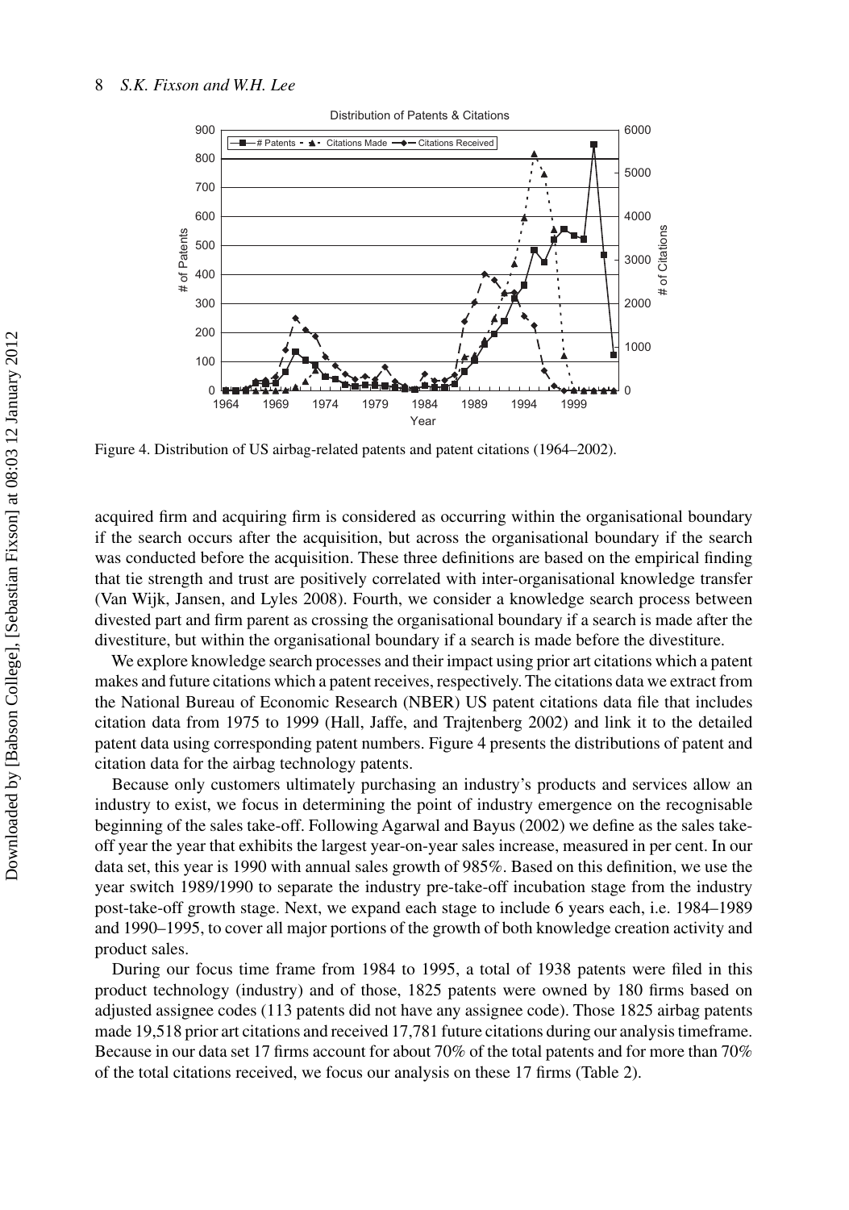Figure 4. Distribution of US airbag-related patents and patent citations (1964–2002).

acquired firm and acquiring firm is considered as occurring within the organisational boundary if the search occurs after the acquisition, but across the organisational boundary if the search was conducted before the acquisition. These three definitions are based on the empirical finding that tie strength and trust are positively correlated with inter-organisational knowledge transfer (Van Wijk, Jansen, and Lyles 2008). Fourth, we consider a knowledge search process between divested part and firm parent as crossing the organisational boundary if a search is made after the divestiture, but within the organisational boundary if a search is made before the divestiture.

We explore knowledge search processes and their impact using prior art citations which a patent makes and future citations which a patent receives, respectively. The citations data we extract from the National Bureau of Economic Research (NBER) US patent citations data file that includes citation data from 1975 to 1999 (Hall, Jaffe, and Trajtenberg 2002) and link it to the detailed patent data using corresponding patent numbers. Figure 4 presents the distributions of patent and citation data for the airbag technology patents.

Because only customers ultimately purchasing an industry's products and services allow an industry to exist, we focus in determining the point of industry emergence on the recognisable beginning of the sales take-off. Following Agarwal and Bayus (2002) we define as the sales take-off year the year that exhibits the largest year-on-year sales increase, measured in per cent. In our data set, this year is 1990 with annual sales growth of 985%. Based on this definition, we use the year switch 1989/1990 to separate the industry pre-take-off incubation stage from the industry post-take-off growth stage. Next, we expand each stage to include 6 years each, i.e. 1984–1989 and 1990–1995, to cover all major portions of the growth of both knowledge creation activity and product sales.

During our focus time frame from 1984 to 1995, a total of 1938 patents were filed in this product technology (industry) and of those, 1825 patents were owned by 180 firms based on adjusted assignee codes (113 patents did not have any assignee code). Those 1825 airbag patents made 19,518 prior art citations and received 17,781 future citations during our analysis timeframe. Because in our data set 17 firms account for about 70% of the total patents and for more than 70% of the total citations received, we focus our analysis on these 17 firms (Table 2).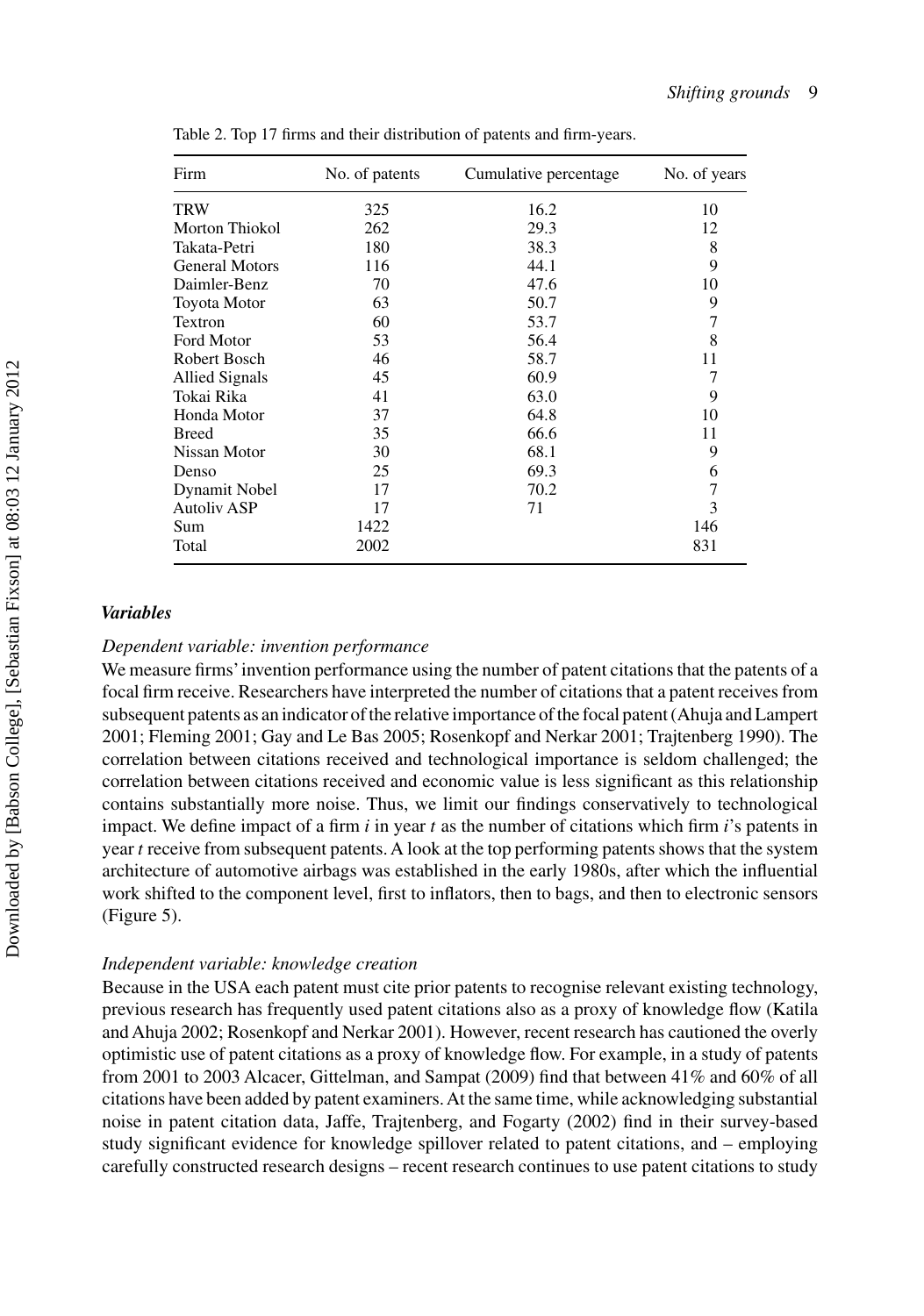Table 2. Top 17 firms and their distribution of patents and firm-years.

| Firm | No. of patents | Cumulative percentage | No. of years |
|---|---|---|---|
| TRW | 325 | 16.2 | 10 |
| Morton Thiokol | 262 | 29.3 | 12 |
| Takata-Petri | 180 | 38.3 | 8 |
| General Motors | 116 | 44.1 | 9 |
| Daimler-Benz | 70 | 47.6 | 10 |
| Toyota Motor | 63 | 50.7 | 9 |
| Textron | 60 | 53.7 | 7 |
| Ford Motor | 53 | 56.4 | 8 |
| Robert Bosch | 46 | 58.7 | 11 |
| Allied Signals | 45 | 60.9 | 7 |
| Tokai Rika | 41 | 63.0 | 9 |
| Honda Motor | 37 | 64.8 | 10 |
| Breed | 35 | 66.6 | 11 |
| Nissan Motor | 30 | 68.1 | 9 |
| Denso | 25 | 69.3 | 6 |
| Dynamit Nobel | 17 | 70.2 | 7 |
| Autoliv ASP | 17 | 71 | 3 |
| Sum | 1422 | | 146 |
| Total | 2002 | | 831 |

### *Variables*

*Dependent variable: invention performance*

We measure firms' invention performance using the number of patent citations that the patents of a focal firm receive. Researchers have interpreted the number of citations that a patent receives from subsequent patents as an indicator of the relative importance of the focal patent (Ahuja and Lampert 2001; Fleming 2001; Gay and Le Bas 2005; Rosenkopf and Nerkar 2001; Trajtenberg 1990). The correlation between citations received and technological importance is seldom challenged; the correlation between citations received and economic value is less significant as this relationship contains substantially more noise. Thus, we limit our findings conservatively to technological impact. We define impact of a firm $i$ in year $t$ as the number of citations which firm $i$'s patents in year $t$ receive from subsequent patents. A look at the top performing patents shows that the system architecture of automotive airbags was established in the early 1980s, after which the influential work shifted to the component level, first to inflators, then to bags, and then to electronic sensors (Figure 5).

*Independent variable: knowledge creation*

Because in the USA each patent must cite prior patents to recognise relevant existing technology, previous research has frequently used patent citations also as a proxy of knowledge flow (Katila and Ahuja 2002; Rosenkopf and Nerkar 2001). However, recent research has cautioned the overly optimistic use of patent citations as a proxy of knowledge flow. For example, in a study of patents from 2001 to 2003 Alcacer, Gittelman, and Sampat (2009) find that between 41% and 60% of all citations have been added by patent examiners. At the same time, while acknowledging substantial noise in patent citation data, Jaffe, Trajtenberg, and Fogarty (2002) find in their survey-based study significant evidence for knowledge spillover related to patent citations, and – employing carefully constructed research designs – recent research continues to use patent citations to study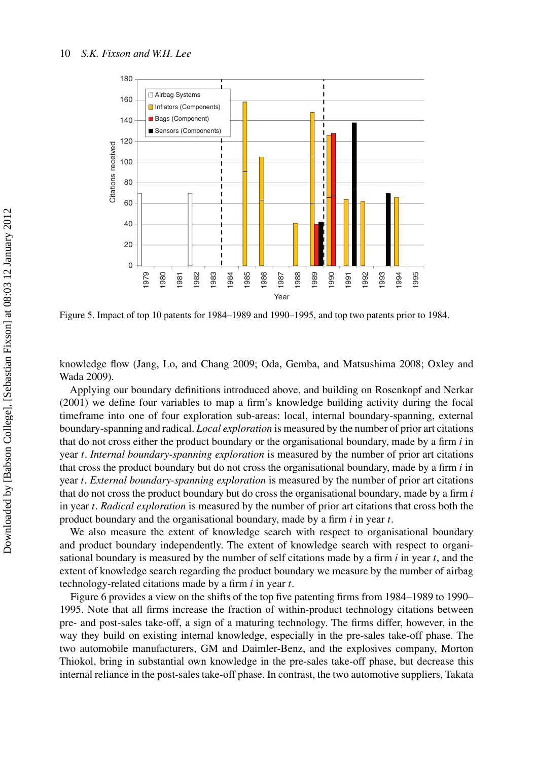180
160
140
120
100
80
60
40
20
0

Citations received

Airbag Systems
Inflators (Components)
Bags (Component)
Sensors (Components)

1979
1980
1981
1982
1983
1984
1985
1986
1987
1988
1989
1990
1991
1992
1993
1994
1995

Year

Figure 5. Impact of top 10 patents for 1984–1989 and 1990–1995, and top two patents prior to 1984.

knowledge flow (Jang, Lo, and Chang 2009; Oda, Gemba, and Matsushima 2008; Oxley and Wada 2009).

Applying our boundary definitions introduced above, and building on Rosenkopf and Nerkar (2001) we define four variables to map a firm's knowledge building activity during the focal timeframe into one of four exploration sub-areas: local, internal boundary-spanning, external boundary-spanning and radical. *Local exploration* is measured by the number of prior art citations that do not cross either the product boundary or the organisational boundary, made by a firm $i$ in year $t$. *Internal boundary-spanning exploration* is measured by the number of prior art citations that cross the product boundary but do not cross the organisational boundary, made by a firm $i$ in year $t$. *External boundary-spanning exploration* is measured by the number of prior art citations that do not cross the product boundary but do cross the organisational boundary, made by a firm $i$ in year $t$. *Radical exploration* is measured by the number of prior art citations that cross both the product boundary and the organisational boundary, made by a firm $i$ in year $t$.

We also measure the extent of knowledge search with respect to organisational boundary and product boundary independently. The extent of knowledge search with respect to organisational boundary is measured by the number of self citations made by a firm $i$ in year $t$, and the extent of knowledge search regarding the product boundary we measure by the number of airbag technology-related citations made by a firm $i$ in year $t$.

Figure 6 provides a view on the shifts of the top five patenting firms from 1984–1989 to 1990–1995. Note that all firms increase the fraction of within-product technology citations between pre- and post-sales take-off, a sign of a maturing technology. The firms differ, however, in the way they build on existing internal knowledge, especially in the pre-sales take-off phase. The two automobile manufacturers, GM and Daimler-Benz, and the explosives company, Morton Thiokol, bring in substantial own knowledge in the pre-sales take-off phase, but decrease this internal reliance in the post-sales take-off phase. In contrast, the two automotive suppliers, Takata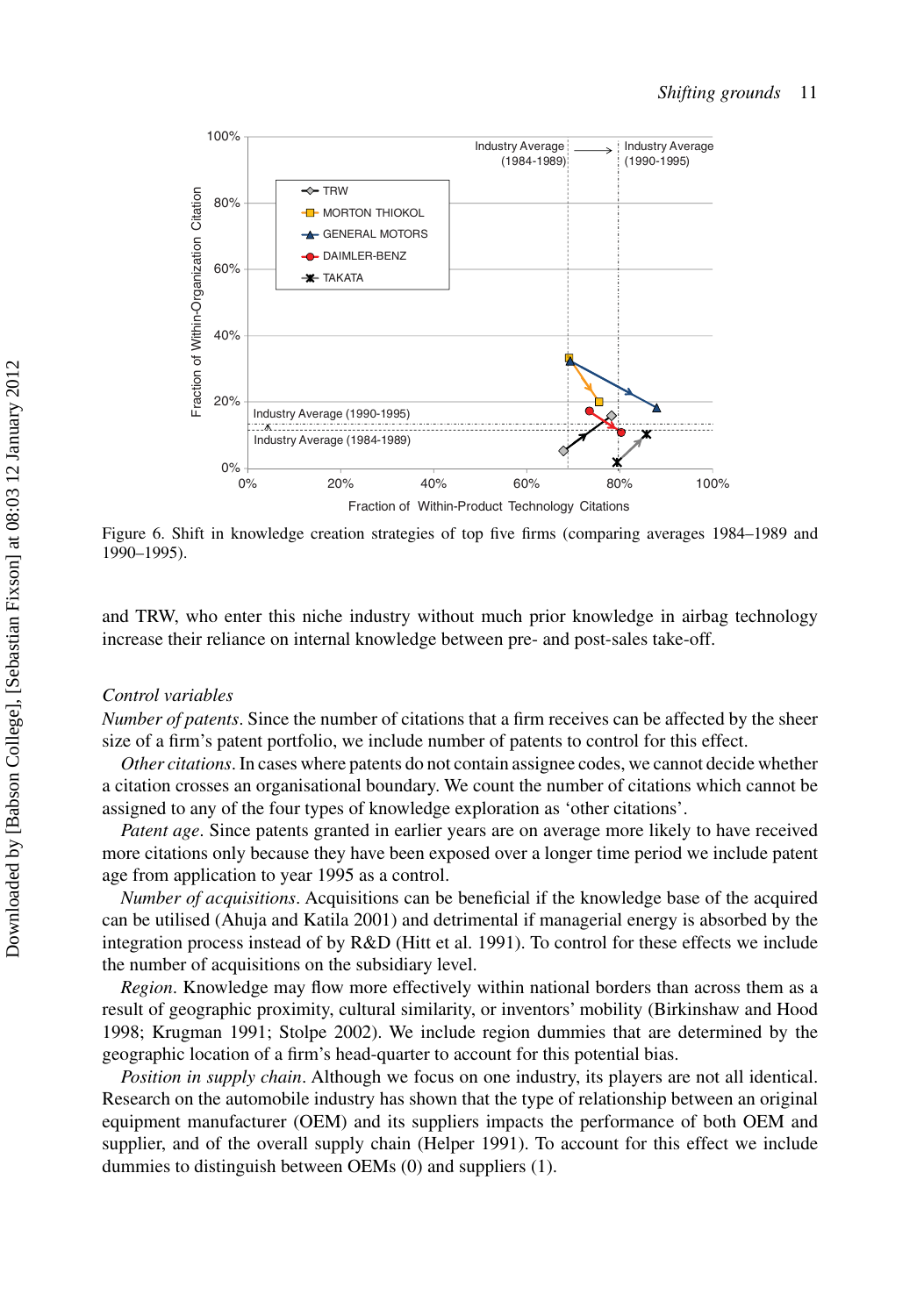Figure 6. Shift in knowledge creation strategies of top five firms (comparing averages 1984–1989 and 1990–1995).

and TRW, who enter this niche industry without much prior knowledge in airbag technology increase their reliance on internal knowledge between pre- and post-sales take-off.

*Control variables*

*Number of patents*. Since the number of citations that a firm receives can be affected by the sheer size of a firm's patent portfolio, we include number of patents to control for this effect.

*Other citations*. In cases where patents do not contain assignee codes, we cannot decide whether a citation crosses an organisational boundary. We count the number of citations which cannot be assigned to any of the four types of knowledge exploration as 'other citations'.

*Patent age*. Since patents granted in earlier years are on average more likely to have received more citations only because they have been exposed over a longer time period we include patent age from application to year 1995 as a control.

*Number of acquisitions*. Acquisitions can be beneficial if the knowledge base of the acquired can be utilised (Ahuja and Katila 2001) and detrimental if managerial energy is absorbed by the integration process instead of by R&D (Hitt et al. 1991). To control for these effects we include the number of acquisitions on the subsidiary level.

*Region*. Knowledge may flow more effectively within national borders than across them as a result of geographic proximity, cultural similarity, or inventors' mobility (Birkinshaw and Hood 1998; Krugman 1991; Stolpe 2002). We include region dummies that are determined by the geographic location of a firm's head-quarter to account for this potential bias.

*Position in supply chain*. Although we focus on one industry, its players are not all identical. Research on the automobile industry has shown that the type of relationship between an original equipment manufacturer (OEM) and its suppliers impacts the performance of both OEM and supplier, and of the overall supply chain (Helper 1991). To account for this effect we include dummies to distinguish between OEMs (0) and suppliers (1).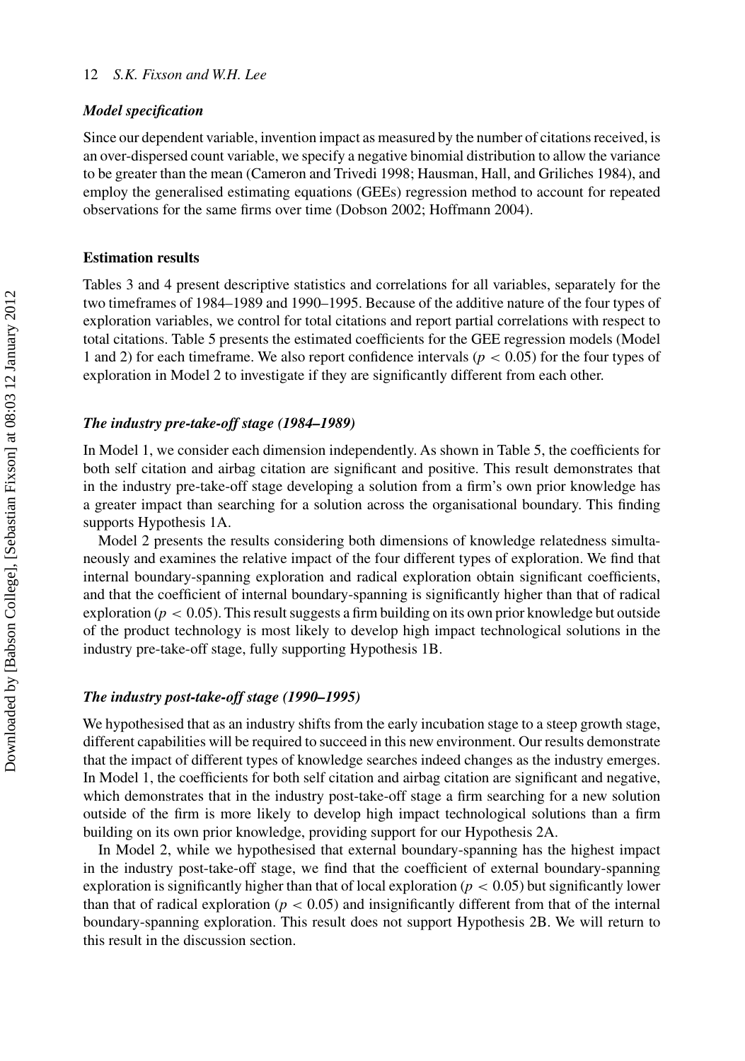### *Model specification*

Since our dependent variable, invention impact as measured by the number of citations received, is an over-dispersed count variable, we specify a negative binomial distribution to allow the variance to be greater than the mean (Cameron and Trivedi 1998; Hausman, Hall, and Griliches 1984), and employ the generalised estimating equations (GEEs) regression method to account for repeated observations for the same firms over time (Dobson 2002; Hoffmann 2004).

## Estimation results

Tables 3 and 4 present descriptive statistics and correlations for all variables, separately for the two timeframes of 1984–1989 and 1990–1995. Because of the additive nature of the four types of exploration variables, we control for total citations and report partial correlations with respect to total citations. Table 5 presents the estimated coefficients for the GEE regression models (Model 1 and 2) for each timeframe. We also report confidence intervals ($p < 0.05$) for the four types of exploration in Model 2 to investigate if they are significantly different from each other.

### *The industry pre-take-off stage (1984–1989)*

In Model 1, we consider each dimension independently. As shown in Table 5, the coefficients for both self citation and airbag citation are significant and positive. This result demonstrates that in the industry pre-take-off stage developing a solution from a firm's own prior knowledge has a greater impact than searching for a solution across the organisational boundary. This finding supports Hypothesis 1A.

Model 2 presents the results considering both dimensions of knowledge relatedness simultaneously and examines the relative impact of the four different types of exploration. We find that internal boundary-spanning exploration and radical exploration obtain significant coefficients, and that the coefficient of internal boundary-spanning is significantly higher than that of radical exploration ($p < 0.05$). This result suggests a firm building on its own prior knowledge but outside of the product technology is most likely to develop high impact technological solutions in the industry pre-take-off stage, fully supporting Hypothesis 1B.

### *The industry post-take-off stage (1990–1995)*

We hypothesised that as an industry shifts from the early incubation stage to a steep growth stage, different capabilities will be required to succeed in this new environment. Our results demonstrate that the impact of different types of knowledge searches indeed changes as the industry emerges. In Model 1, the coefficients for both self citation and airbag citation are significant and negative, which demonstrates that in the industry post-take-off stage a firm searching for a new solution outside of the firm is more likely to develop high impact technological solutions than a firm building on its own prior knowledge, providing support for our Hypothesis 2A.

In Model 2, while we hypothesised that external boundary-spanning has the highest impact in the industry post-take-off stage, we find that the coefficient of external boundary-spanning exploration is significantly higher than that of local exploration ($p < 0.05$) but significantly lower than that of radical exploration ($p < 0.05$) and insignificantly different from that of the internal boundary-spanning exploration. This result does not support Hypothesis 2B. We will return to this result in the discussion section.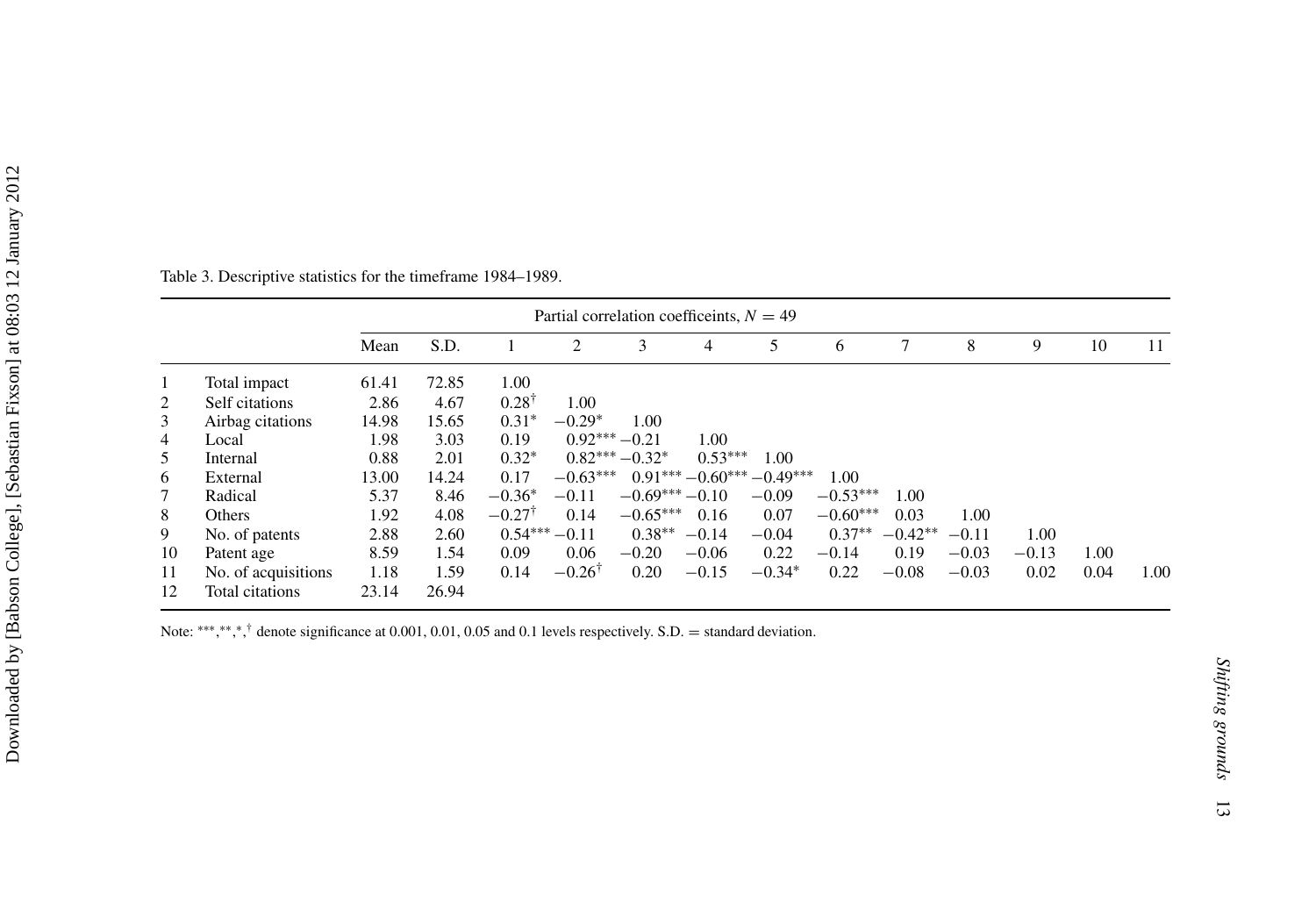Table 3. Descriptive statistics for the timeframe 1984–1989.

| | | Mean | S.D. | Partial correlation coefficeints, $N = 49$ | | | | | | | | | | |
|---|---|---|---|---|---|---|---|---|---|---|---|---|---|---|
| | | | | 1 | 2 | 3 | 4 | 5 | 6 | 7 | 8 | 9 | 10 | 11 |
| 1 | Total impact | 61.41 | 72.85 | 1.00 | | | | | | | | | | |
| 2 | Self citations | 2.86 | 4.67 | 0.28[†] | 1.00 | | | | | | | | | |
| 3 | Airbag citations | 14.98 | 15.65 | 0.31* | −0.29* | 1.00 | | | | | | | | |
| 4 | Local | 1.98 | 3.03 | 0.19 | 0.92*** | −0.21 | 1.00 | | | | | | | |
| 5 | Internal | 0.88 | 2.01 | 0.32* | 0.82*** | −0.32* | 0.53*** | 1.00 | | | | | | |
| 6 | External | 13.00 | 14.24 | 0.17 | −0.63*** | 0.91*** | −0.60*** | −0.49*** | 1.00 | | | | | |
| 7 | Radical | 5.37 | 8.46 | −0.36* | −0.11 | −0.69*** | −0.10 | −0.09 | −0.53*** | 1.00 | | | | |
| 8 | Others | 1.92 | 4.08 | −0.27[†] | 0.14 | −0.65*** | 0.16 | 0.07 | −0.60*** | 0.03 | 1.00 | | | |
| 9 | No. of patents | 2.88 | 2.60 | 0.54*** | −0.11 | 0.38** | −0.14 | −0.04 | 0.37** | −0.42** | −0.11 | 1.00 | | |
| 10 | Patent age | 8.59 | 1.54 | 0.09 | 0.06 | −0.20 | −0.06 | 0.22 | −0.14 | 0.19 | −0.03 | −0.13 | 1.00 | |
| 11 | No. of acquisitions | 1.18 | 1.59 | 0.14 | −0.26[†] | 0.20 | −0.15 | −0.34* | 0.22 | −0.08 | −0.03 | 0.02 | 0.04 | 1.00 |
| 12 | Total citations | 23.14 | 26.94 | | | | | | | | | | | |

Note: ***,**,*,[†] denote significance at 0.001, 0.01, 0.05 and 0.1 levels respectively. S.D. = standard deviation.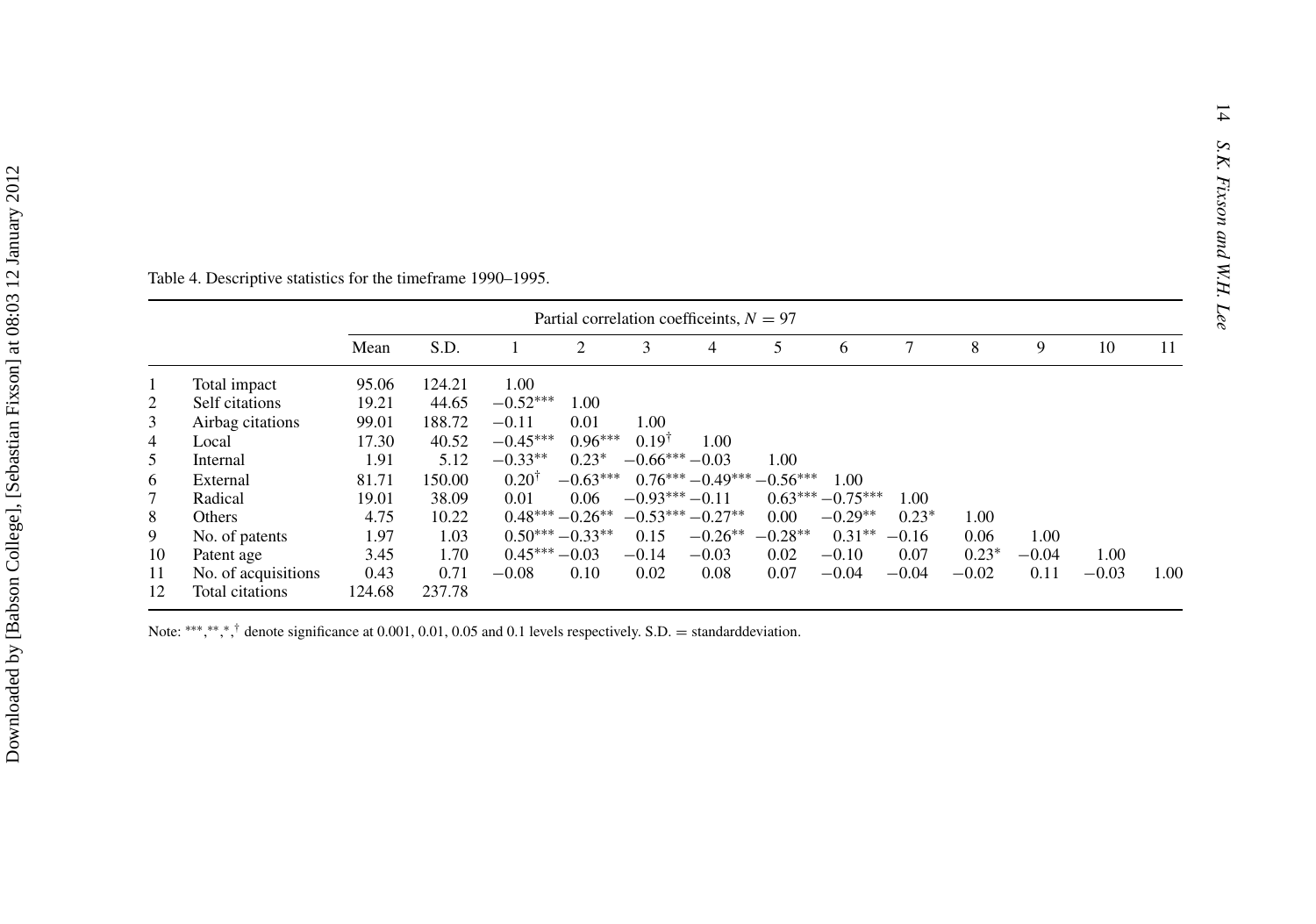Table 4. Descriptive statistics for the timeframe 1990–1995.

| | | Mean | S.D. | Partial correlation coefficeints, $N = 97$ | | | | | | | | | | |
|---|---|---|---|---|---|---|---|---|---|---|---|---|---|---|
| | | | | 1 | 2 | 3 | 4 | 5 | 6 | 7 | 8 | 9 | 10 | 11 |
| 1 | Total impact | 95.06 | 124.21 | 1.00 | | | | | | | | | | |
| 2 | Self citations | 19.21 | 44.65 | −0.52*** | 1.00 | | | | | | | | | |
| 3 | Airbag citations | 99.01 | 188.72 | −0.11 | 0.01 | 1.00 | | | | | | | | |
| 4 | Local | 17.30 | 40.52 | −0.45*** | 0.96*** | 0.19† | 1.00 | | | | | | | |
| 5 | Internal | 1.91 | 5.12 | −0.33** | 0.23* | −0.66*** | −0.03 | 1.00 | | | | | | |
| 6 | External | 81.71 | 150.00 | 0.20† | −0.63*** | 0.76*** | −0.49*** | −0.56*** | 1.00 | | | | | |
| 7 | Radical | 19.01 | 38.09 | 0.01 | 0.06 | −0.93*** | −0.11 | 0.63*** | −0.75*** | 1.00 | | | | |
| 8 | Others | 4.75 | 10.22 | 0.48*** | −0.26** | −0.53*** | −0.27** | 0.00 | −0.29** | 0.23* | 1.00 | | | |
| 9 | No. of patents | 1.97 | 1.03 | 0.50*** | −0.33** | 0.15 | −0.26** | −0.28** | 0.31** | −0.16 | 0.06 | 1.00 | | |
| 10 | Patent age | 3.45 | 1.70 | 0.45*** | −0.03 | −0.14 | −0.03 | 0.02 | −0.10 | 0.07 | 0.23* | −0.04 | 1.00 | |
| 11 | No. of acquisitions | 0.43 | 0.71 | −0.08 | 0.10 | 0.02 | 0.08 | 0.07 | −0.04 | −0.04 | −0.02 | 0.11 | −0.03 | 1.00 |
| 12 | Total citations | 124.68 | 237.78 | | | | | | | | | | | |

Note: ***,**,*,† denote significance at 0.001, 0.01, 0.05 and 0.1 levels respectively. S.D. = standarddeviation.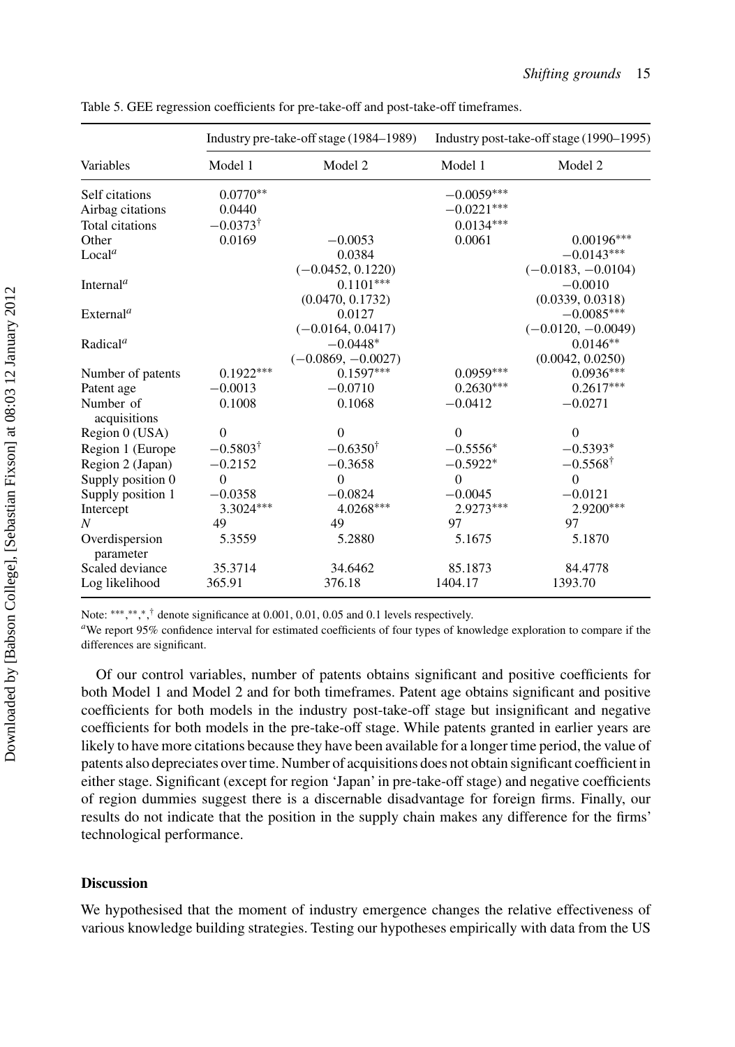Table 5. GEE regression coefficients for pre-take-off and post-take-off timeframes.

| Variables | Industry pre-take-off stage (1984–1989) | | Industry post-take-off stage (1990–1995) | |
|---|---|---|---|---|
| | Model 1 | Model 2 | Model 1 | Model 2 |
| Self citations | 0.0770** | | −0.0059*** | |
| Airbag citations | 0.0440 | | −0.0221*** | |
| Total citations | −0.0373† | | 0.0134*** | |
| Other | 0.0169 | −0.0053 | 0.0061 | 0.00196*** |
| Local[a] | | 0.0384 (−0.0452, 0.1220) | | −0.0143*** (−0.0183, −0.0104) |
| Internal[a] | | 0.1101*** (0.0470, 0.1732) | | −0.0010 (0.0339, 0.0318) |
| External[a] | | 0.0127 (−0.0164, 0.0417) | | −0.0085*** (−0.0120, −0.0049) |
| Radical[a] | | −0.0448* (−0.0869, −0.0027) | | 0.0146** (0.0042, 0.0250) |
| Number of patents | 0.1922*** | 0.1597*** | 0.0959*** | 0.0936*** |
| Patent age | −0.0013 | −0.0710 | 0.2630*** | 0.2617*** |
| Number of acquisitions | 0.1008 | 0.1068 | −0.0412 | −0.0271 |
| Region 0 (USA) | 0 | 0 | 0 | 0 |
| Region 1 (Europe | −0.5803† | −0.6350† | −0.5556* | −0.5393* |
| Region 2 (Japan) | −0.2152 | −0.3658 | −0.5922* | −0.5568† |
| Supply position 0 | 0 | 0 | 0 | 0 |
| Supply position 1 | −0.0358 | −0.0824 | −0.0045 | −0.0121 |
| Intercept | 3.3024*** | 4.0268*** | 2.9273*** | 2.9200*** |
| *N* | 49 | 49 | 97 | 97 |
| Overdispersion parameter | 5.3559 | 5.2880 | 5.1675 | 5.1870 |
| Scaled deviance | 35.3714 | 34.6462 | 85.1873 | 84.4778 |
| Log likelihood | 365.91 | 376.18 | 1404.17 | 1393.70 |

Note: ***, **, *, † denote significance at 0.001, 0.01, 0.05 and 0.1 levels respectively.
[a]We report 95% confidence interval for estimated coefficients of four types of knowledge exploration to compare if the differences are significant.

Of our control variables, number of patents obtains significant and positive coefficients for both Model 1 and Model 2 and for both timeframes. Patent age obtains significant and positive coefficients for both models in the industry post-take-off stage but insignificant and negative coefficients for both models in the pre-take-off stage. While patents granted in earlier years are likely to have more citations because they have been available for a longer time period, the value of patents also depreciates over time. Number of acquisitions does not obtain significant coefficient in either stage. Significant (except for region 'Japan' in pre-take-off stage) and negative coefficients of region dummies suggest there is a discernable disadvantage for foreign firms. Finally, our results do not indicate that the position in the supply chain makes any difference for the firms' technological performance.

## Discussion

We hypothesised that the moment of industry emergence changes the relative effectiveness of various knowledge building strategies. Testing our hypotheses empirically with data from the US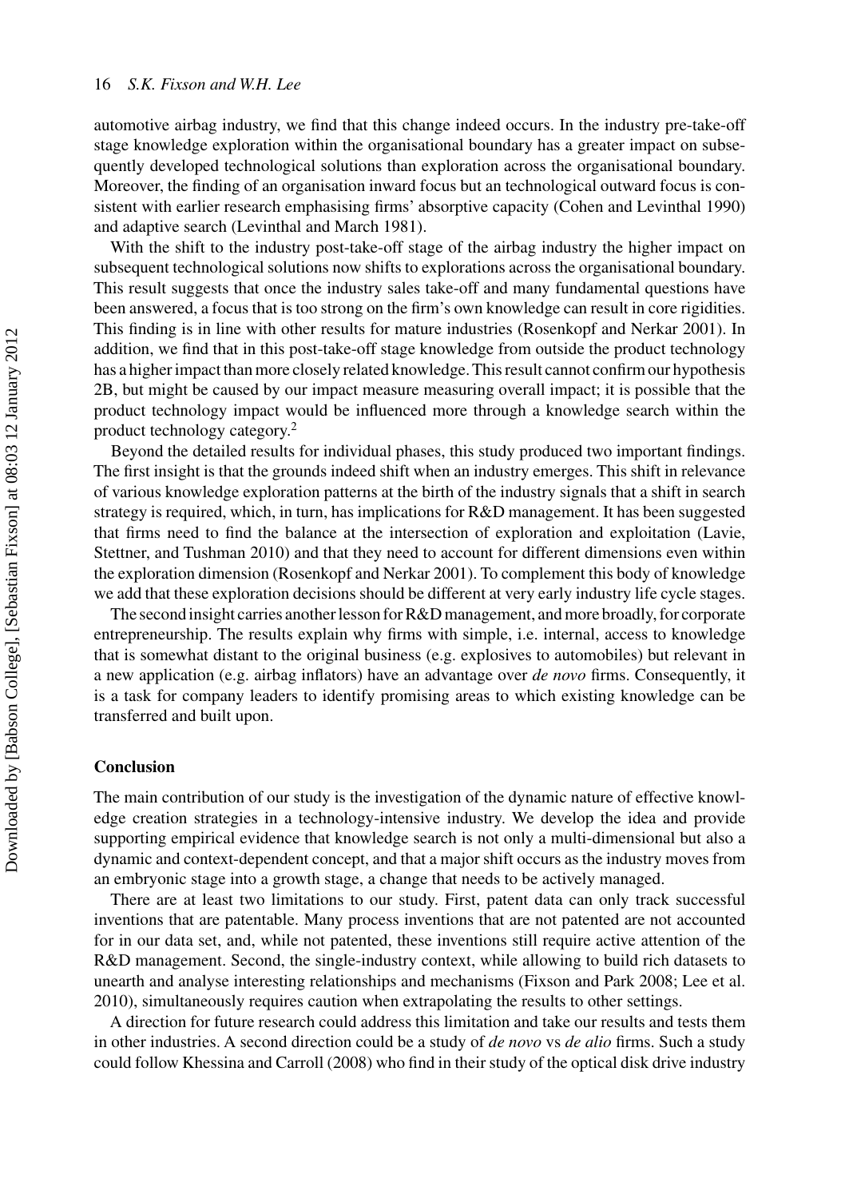automotive airbag industry, we find that this change indeed occurs. In the industry pre-take-off stage knowledge exploration within the organisational boundary has a greater impact on subsequently developed technological solutions than exploration across the organisational boundary. Moreover, the finding of an organisation inward focus but an technological outward focus is consistent with earlier research emphasising firms' absorptive capacity (Cohen and Levinthal 1990) and adaptive search (Levinthal and March 1981).

With the shift to the industry post-take-off stage of the airbag industry the higher impact on subsequent technological solutions now shifts to explorations across the organisational boundary. This result suggests that once the industry sales take-off and many fundamental questions have been answered, a focus that is too strong on the firm's own knowledge can result in core rigidities. This finding is in line with other results for mature industries (Rosenkopf and Nerkar 2001). In addition, we find that in this post-take-off stage knowledge from outside the product technology has a higher impact than more closely related knowledge. This result cannot confirm our hypothesis 2B, but might be caused by our impact measure measuring overall impact; it is possible that the product technology impact would be influenced more through a knowledge search within the product technology category.[2]

Beyond the detailed results for individual phases, this study produced two important findings. The first insight is that the grounds indeed shift when an industry emerges. This shift in relevance of various knowledge exploration patterns at the birth of the industry signals that a shift in search strategy is required, which, in turn, has implications for R&D management. It has been suggested that firms need to find the balance at the intersection of exploration and exploitation (Lavie, Stettner, and Tushman 2010) and that they need to account for different dimensions even within the exploration dimension (Rosenkopf and Nerkar 2001). To complement this body of knowledge we add that these exploration decisions should be different at very early industry life cycle stages.

The second insight carries another lesson for R&D management, and more broadly, for corporate entrepreneurship. The results explain why firms with simple, i.e. internal, access to knowledge that is somewhat distant to the original business (e.g. explosives to automobiles) but relevant in a new application (e.g. airbag inflators) have an advantage over *de novo* firms. Consequently, it is a task for company leaders to identify promising areas to which existing knowledge can be transferred and built upon.

## Conclusion

The main contribution of our study is the investigation of the dynamic nature of effective knowledge creation strategies in a technology-intensive industry. We develop the idea and provide supporting empirical evidence that knowledge search is not only a multi-dimensional but also a dynamic and context-dependent concept, and that a major shift occurs as the industry moves from an embryonic stage into a growth stage, a change that needs to be actively managed.

There are at least two limitations to our study. First, patent data can only track successful inventions that are patentable. Many process inventions that are not patented are not accounted for in our data set, and, while not patented, these inventions still require active attention of the R&D management. Second, the single-industry context, while allowing to build rich datasets to unearth and analyse interesting relationships and mechanisms (Fixson and Park 2008; Lee et al. 2010), simultaneously requires caution when extrapolating the results to other settings.

A direction for future research could address this limitation and take our results and tests them in other industries. A second direction could be a study of *de novo* vs *de alio* firms. Such a study could follow Khessina and Carroll (2008) who find in their study of the optical disk drive industry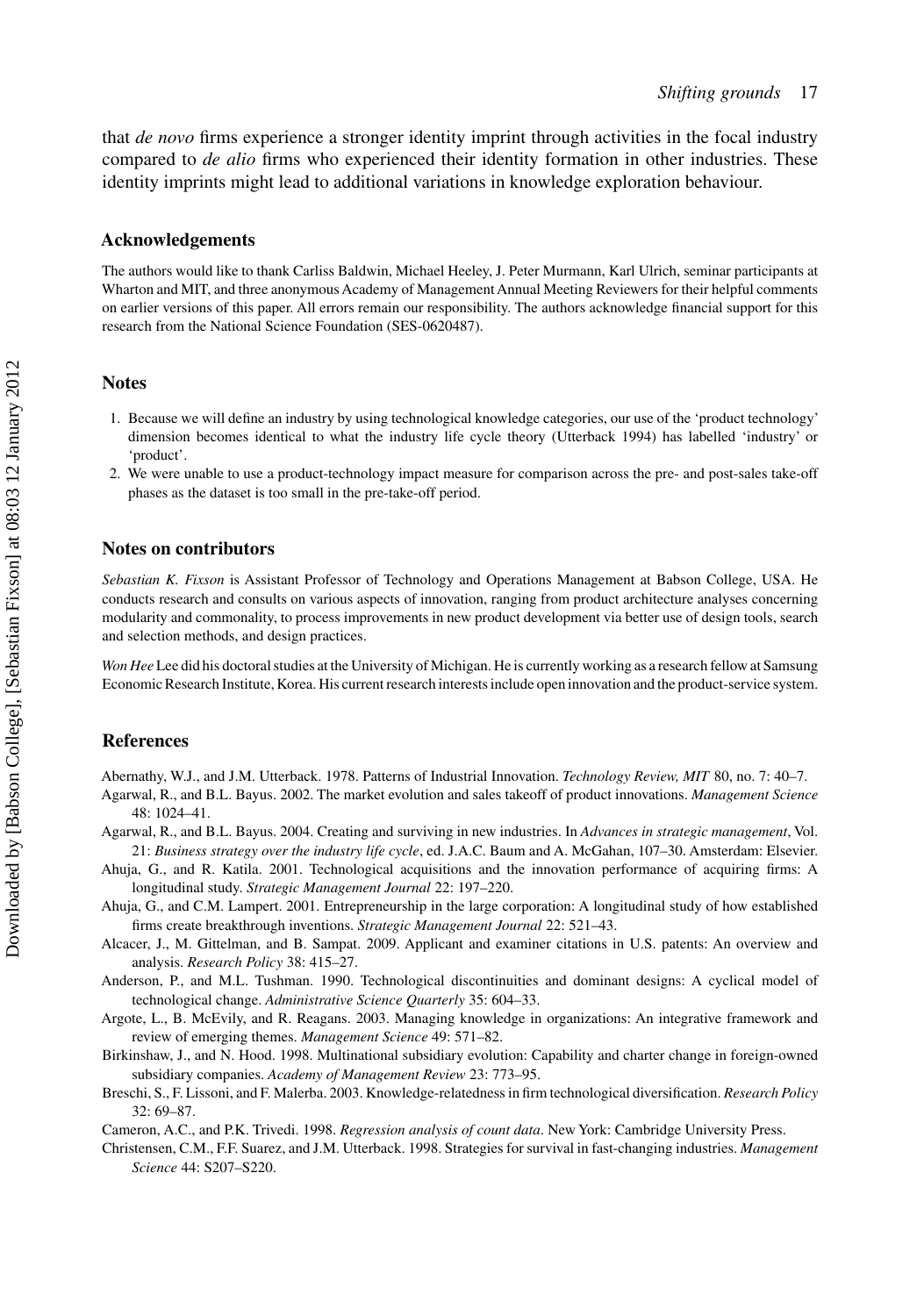that *de novo* firms experience a stronger identity imprint through activities in the focal industry compared to *de alio* firms who experienced their identity formation in other industries. These identity imprints might lead to additional variations in knowledge exploration behaviour.

## Acknowledgements

The authors would like to thank Carliss Baldwin, Michael Heeley, J. Peter Murmann, Karl Ulrich, seminar participants at Wharton and MIT, and three anonymous Academy of Management Annual Meeting Reviewers for their helpful comments on earlier versions of this paper. All errors remain our responsibility. The authors acknowledge financial support for this research from the National Science Foundation (SES-0620487).

## Notes

1. Because we will define an industry by using technological knowledge categories, our use of the 'product technology' dimension becomes identical to what the industry life cycle theory (Utterback 1994) has labelled 'industry' or 'product'.
2. We were unable to use a product-technology impact measure for comparison across the pre- and post-sales take-off phases as the dataset is too small in the pre-take-off period.

## Notes on contributors

*Sebastian K. Fixson* is Assistant Professor of Technology and Operations Management at Babson College, USA. He conducts research and consults on various aspects of innovation, ranging from product architecture analyses concerning modularity and commonality, to process improvements in new product development via better use of design tools, search and selection methods, and design practices.

*Won Hee* Lee did his doctoral studies at the University of Michigan. He is currently working as a research fellow at Samsung Economic Research Institute, Korea. His current research interests include open innovation and the product-service system.

## References

Abernathy, W.J., and J.M. Utterback. 1978. Patterns of Industrial Innovation. *Technology Review, MIT* 80, no. 7: 40–7.

Agarwal, R., and B.L. Bayus. 2002. The market evolution and sales takeoff of product innovations. *Management Science* 48: 1024–41.

Agarwal, R., and B.L. Bayus. 2004. Creating and surviving in new industries. In *Advances in strategic management*, Vol. 21: *Business strategy over the industry life cycle*, ed. J.A.C. Baum and A. McGahan, 107–30. Amsterdam: Elsevier.

Ahuja, G., and R. Katila. 2001. Technological acquisitions and the innovation performance of acquiring firms: A longitudinal study. *Strategic Management Journal* 22: 197–220.

Ahuja, G., and C.M. Lampert. 2001. Entrepreneurship in the large corporation: A longitudinal study of how established firms create breakthrough inventions. *Strategic Management Journal* 22: 521–43.

Alcacer, J., M. Gittelman, and B. Sampat. 2009. Applicant and examiner citations in U.S. patents: An overview and analysis. *Research Policy* 38: 415–27.

Anderson, P., and M.L. Tushman. 1990. Technological discontinuities and dominant designs: A cyclical model of technological change. *Administrative Science Quarterly* 35: 604–33.

Argote, L., B. McEvily, and R. Reagans. 2003. Managing knowledge in organizations: An integrative framework and review of emerging themes. *Management Science* 49: 571–82.

Birkinshaw, J., and N. Hood. 1998. Multinational subsidiary evolution: Capability and charter change in foreign-owned subsidiary companies. *Academy of Management Review* 23: 773–95.

Breschi, S., F. Lissoni, and F. Malerba. 2003. Knowledge-relatedness in firm technological diversification. *Research Policy* 32: 69–87.

Cameron, A.C., and P.K. Trivedi. 1998. *Regression analysis of count data*. New York: Cambridge University Press.

Christensen, C.M., F.F. Suarez, and J.M. Utterback. 1998. Strategies for survival in fast-changing industries. *Management Science* 44: S207–S220.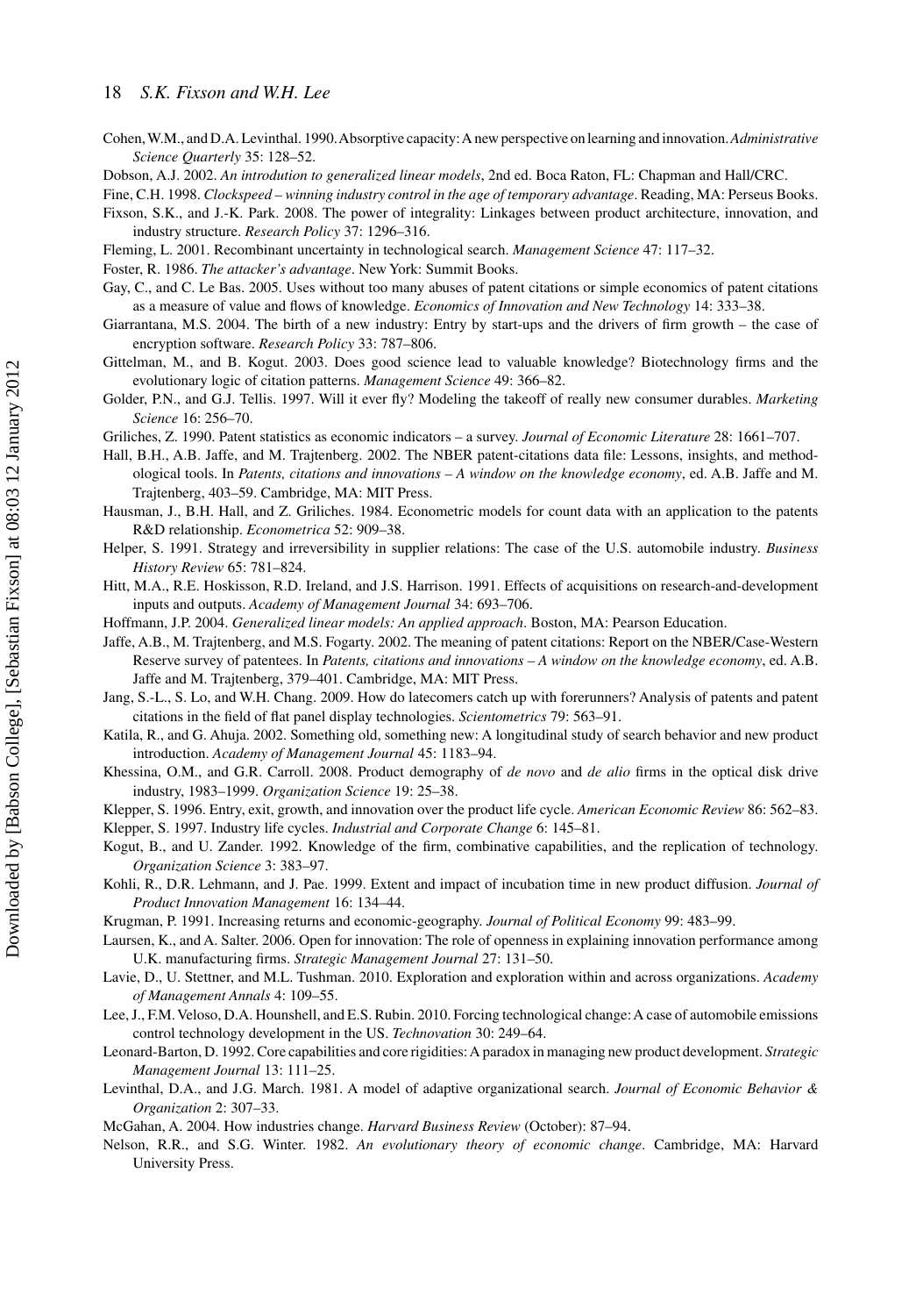Cohen, W.M., and D.A. Levinthal. 1990. Absorptive capacity: A new perspective on learning and innovation. *Administrative Science Quarterly* 35: 128–52.

Dobson, A.J. 2002. *An introduction to generalized linear models*, 2nd ed. Boca Raton, FL: Chapman and Hall/CRC.

Fine, C.H. 1998. *Clockspeed – winning industry control in the age of temporary advantage*. Reading, MA: Perseus Books.

Fixson, S.K., and J.-K. Park. 2008. The power of integrality: Linkages between product architecture, innovation, and industry structure. *Research Policy* 37: 1296–316.

Fleming, L. 2001. Recombinant uncertainty in technological search. *Management Science* 47: 117–32.

Foster, R. 1986. *The attacker's advantage*. New York: Summit Books.

Gay, C., and C. Le Bas. 2005. Uses without too many abuses of patent citations or simple economics of patent citations as a measure of value and flows of knowledge. *Economics of Innovation and New Technology* 14: 333–38.

Giarrantana, M.S. 2004. The birth of a new industry: Entry by start-ups and the drivers of firm growth – the case of encryption software. *Research Policy* 33: 787–806.

Gittelman, M., and B. Kogut. 2003. Does good science lead to valuable knowledge? Biotechnology firms and the evolutionary logic of citation patterns. *Management Science* 49: 366–82.

Golder, P.N., and G.J. Tellis. 1997. Will it ever fly? Modeling the takeoff of really new consumer durables. *Marketing Science* 16: 256–70.

Griliches, Z. 1990. Patent statistics as economic indicators – a survey. *Journal of Economic Literature* 28: 1661–707.

Hall, B.H., A.B. Jaffe, and M. Trajtenberg. 2002. The NBER patent-citations data file: Lessons, insights, and methodological tools. In *Patents, citations and innovations – A window on the knowledge economy*, ed. A.B. Jaffe and M. Trajtenberg, 403–59. Cambridge, MA: MIT Press.

Hausman, J., B.H. Hall, and Z. Griliches. 1984. Econometric models for count data with an application to the patents R&D relationship. *Econometrica* 52: 909–38.

Helper, S. 1991. Strategy and irreversibility in supplier relations: The case of the U.S. automobile industry. *Business History Review* 65: 781–824.

Hitt, M.A., R.E. Hoskisson, R.D. Ireland, and J.S. Harrison. 1991. Effects of acquisitions on research-and-development inputs and outputs. *Academy of Management Journal* 34: 693–706.

Hoffmann, J.P. 2004. *Generalized linear models: An applied approach*. Boston, MA: Pearson Education.

Jaffe, A.B., M. Trajtenberg, and M.S. Fogarty. 2002. The meaning of patent citations: Report on the NBER/Case-Western Reserve survey of patentees. In *Patents, citations and innovations – A window on the knowledge economy*, ed. A.B. Jaffe and M. Trajtenberg, 379–401. Cambridge, MA: MIT Press.

Jang, S.-L., S. Lo, and W.H. Chang. 2009. How do latecomers catch up with forerunners? Analysis of patents and patent citations in the field of flat panel display technologies. *Scientometrics* 79: 563–91.

Katila, R., and G. Ahuja. 2002. Something old, something new: A longitudinal study of search behavior and new product introduction. *Academy of Management Journal* 45: 1183–94.

Khessina, O.M., and G.R. Carroll. 2008. Product demography of *de novo* and *de alio* firms in the optical disk drive industry, 1983–1999. *Organization Science* 19: 25–38.

Klepper, S. 1996. Entry, exit, growth, and innovation over the product life cycle. *American Economic Review* 86: 562–83.

Klepper, S. 1997. Industry life cycles. *Industrial and Corporate Change* 6: 145–81.

Kogut, B., and U. Zander. 1992. Knowledge of the firm, combinative capabilities, and the replication of technology. *Organization Science* 3: 383–97.

Kohli, R., D.R. Lehmann, and J. Pae. 1999. Extent and impact of incubation time in new product diffusion. *Journal of Product Innovation Management* 16: 134–44.

Krugman, P. 1991. Increasing returns and economic-geography. *Journal of Political Economy* 99: 483–99.

Laursen, K., and A. Salter. 2006. Open for innovation: The role of openness in explaining innovation performance among U.K. manufacturing firms. *Strategic Management Journal* 27: 131–50.

Lavie, D., U. Stettner, and M.L. Tushman. 2010. Exploration and exploration within and across organizations. *Academy of Management Annals* 4: 109–55.

Lee, J., F.M. Veloso, D.A. Hounshell, and E.S. Rubin. 2010. Forcing technological change: A case of automobile emissions control technology development in the US. *Technovation* 30: 249–64.

Leonard-Barton, D. 1992. Core capabilities and core rigidities: A paradox in managing new product development. *Strategic Management Journal* 13: 111–25.

Levinthal, D.A., and J.G. March. 1981. A model of adaptive organizational search. *Journal of Economic Behavior & Organization* 2: 307–33.

McGahan, A. 2004. How industries change. *Harvard Business Review* (October): 87–94.

Nelson, R.R., and S.G. Winter. 1982. *An evolutionary theory of economic change*. Cambridge, MA: Harvard University Press.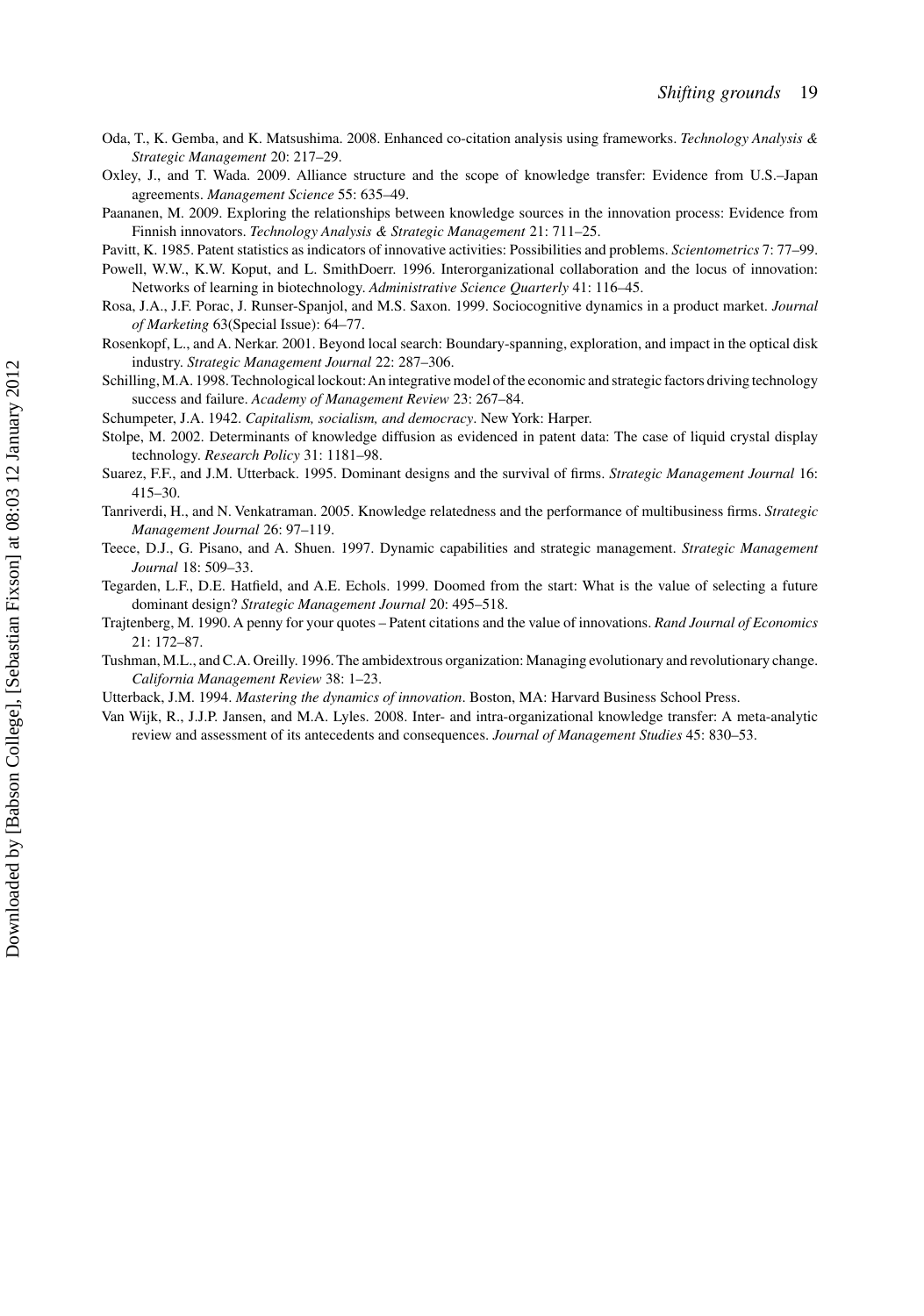Oda, T., K. Gemba, and K. Matsushima. 2008. Enhanced co-citation analysis using frameworks. *Technology Analysis & Strategic Management* 20: 217–29.

Oxley, J., and T. Wada. 2009. Alliance structure and the scope of knowledge transfer: Evidence from U.S.–Japan agreements. *Management Science* 55: 635–49.

Paananen, M. 2009. Exploring the relationships between knowledge sources in the innovation process: Evidence from Finnish innovators. *Technology Analysis & Strategic Management* 21: 711–25.

Pavitt, K. 1985. Patent statistics as indicators of innovative activities: Possibilities and problems. *Scientometrics* 7: 77–99.

Powell, W.W., K.W. Koput, and L. SmithDoerr. 1996. Interorganizational collaboration and the locus of innovation: Networks of learning in biotechnology. *Administrative Science Quarterly* 41: 116–45.

Rosa, J.A., J.F. Porac, J. Runser-Spanjol, and M.S. Saxon. 1999. Sociocognitive dynamics in a product market. *Journal of Marketing* 63(Special Issue): 64–77.

Rosenkopf, L., and A. Nerkar. 2001. Beyond local search: Boundary-spanning, exploration, and impact in the optical disk industry. *Strategic Management Journal* 22: 287–306.

Schilling, M.A. 1998. Technological lockout: An integrative model of the economic and strategic factors driving technology success and failure. *Academy of Management Review* 23: 267–84.

Schumpeter, J.A. 1942. *Capitalism, socialism, and democracy*. New York: Harper.

Stolpe, M. 2002. Determinants of knowledge diffusion as evidenced in patent data: The case of liquid crystal display technology. *Research Policy* 31: 1181–98.

Suarez, F.F., and J.M. Utterback. 1995. Dominant designs and the survival of firms. *Strategic Management Journal* 16: 415–30.

Tanriverdi, H., and N. Venkatraman. 2005. Knowledge relatedness and the performance of multibusiness firms. *Strategic Management Journal* 26: 97–119.

Teece, D.J., G. Pisano, and A. Shuen. 1997. Dynamic capabilities and strategic management. *Strategic Management Journal* 18: 509–33.

Tegarden, L.F., D.E. Hatfield, and A.E. Echols. 1999. Doomed from the start: What is the value of selecting a future dominant design? *Strategic Management Journal* 20: 495–518.

Trajtenberg, M. 1990. A penny for your quotes – Patent citations and the value of innovations. *Rand Journal of Economics* 21: 172–87.

Tushman, M.L., and C.A. Oreilly. 1996. The ambidextrous organization: Managing evolutionary and revolutionary change. *California Management Review* 38: 1–23.

Utterback, J.M. 1994. *Mastering the dynamics of innovation*. Boston, MA: Harvard Business School Press.

Van Wijk, R., J.J.P. Jansen, and M.A. Lyles. 2008. Inter- and intra-organizational knowledge transfer: A meta-analytic review and assessment of its antecedents and consequences. *Journal of Management Studies* 45: 830–53.